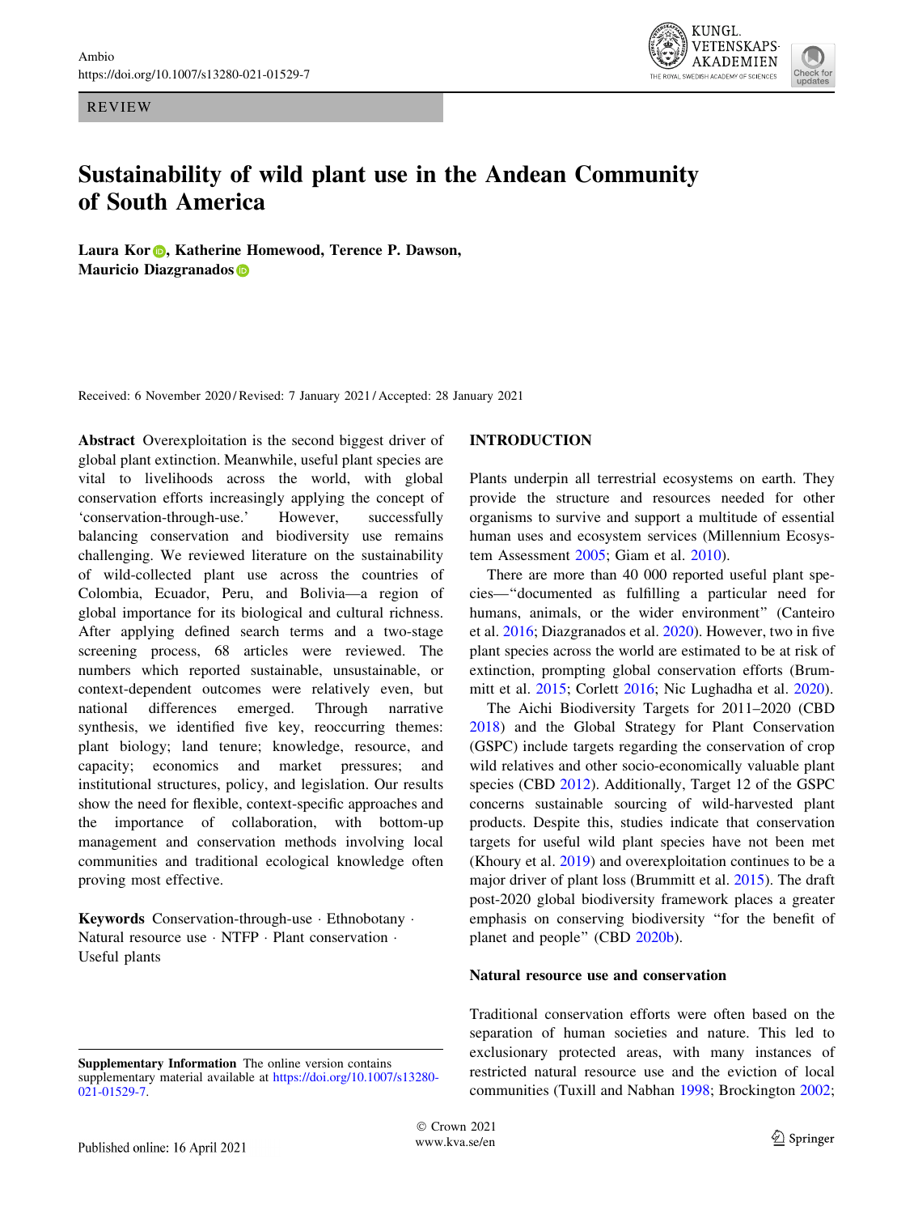REVIEW

# Sustainability of wild plant use in the Andean Community of South America

**Laura Kor, Katherine Homewood, Terence P. Dawson, Mauricio Diazgranados**

Received: 6 November 2020 / Revised: 7 January 2021 / Accepted: 28 January 2021

**Abstract** Overexploitation is the second biggest driver of global plant extinction. Meanwhile, useful plant species are vital to livelihoods across the world, with global conservation efforts increasingly applying the concept of 'conservation-through-use.' However, successfully balancing conservation and biodiversity use remains challenging. We reviewed literature on the sustainability of wild-collected plant use across the countries of Colombia, Ecuador, Peru, and Bolivia—a region of global importance for its biological and cultural richness. After applying defined search terms and a two-stage screening process, 68 articles were reviewed. The numbers which reported sustainable, unsustainable, or context-dependent outcomes were relatively even, but national differences emerged. Through narrative synthesis, we identified five key, reoccurring themes: plant biology; land tenure; knowledge, resource, and capacity; economics and market pressures; and institutional structures, policy, and legislation. Our results show the need for flexible, context-specific approaches and the importance of collaboration, with bottom-up management and conservation methods involving local communities and traditional ecological knowledge often proving most effective.

**Keywords** Conservation-through-use · Ethnobotany · Natural resource use · NTFP · Plant conservation · Useful plants

**Supplementary Information** The online version contains supplementary material available at https://doi.org/10.1007/s13280-021-01529-7.

## INTRODUCTION

Plants underpin all terrestrial ecosystems on earth. They provide the structure and resources needed for other organisms to survive and support a multitude of essential human uses and ecosystem services (Millennium Ecosystem Assessment 2005; Giam et al. 2010).

There are more than 40 000 reported useful plant species—"documented as fulfilling a particular need for humans, animals, or the wider environment" (Canteiro et al. 2016; Diazgranados et al. 2020). However, two in five plant species across the world are estimated to be at risk of extinction, prompting global conservation efforts (Brummitt et al. 2015; Corlett 2016; Nic Lughadha et al. 2020).

The Aichi Biodiversity Targets for 2011–2020 (CBD 2018) and the Global Strategy for Plant Conservation (GSPC) include targets regarding the conservation of crop wild relatives and other socio-economically valuable plant species (CBD 2012). Additionally, Target 12 of the GSPC concerns sustainable sourcing of wild-harvested plant products. Despite this, studies indicate that conservation targets for useful wild plant species have not been met (Khoury et al. 2019) and overexploitation continues to be a major driver of plant loss (Brummitt et al. 2015). The draft post-2020 global biodiversity framework places a greater emphasis on conserving biodiversity "for the benefit of planet and people" (CBD 2020b).

### Natural resource use and conservation

Traditional conservation efforts were often based on the separation of human societies and nature. This led to exclusionary protected areas, with many instances of restricted natural resource use and the eviction of local communities (Tuxill and Nabhan 1998; Brockington 2002;

© Crown 2021
www.kva.se/en

Published online: 16 April 2021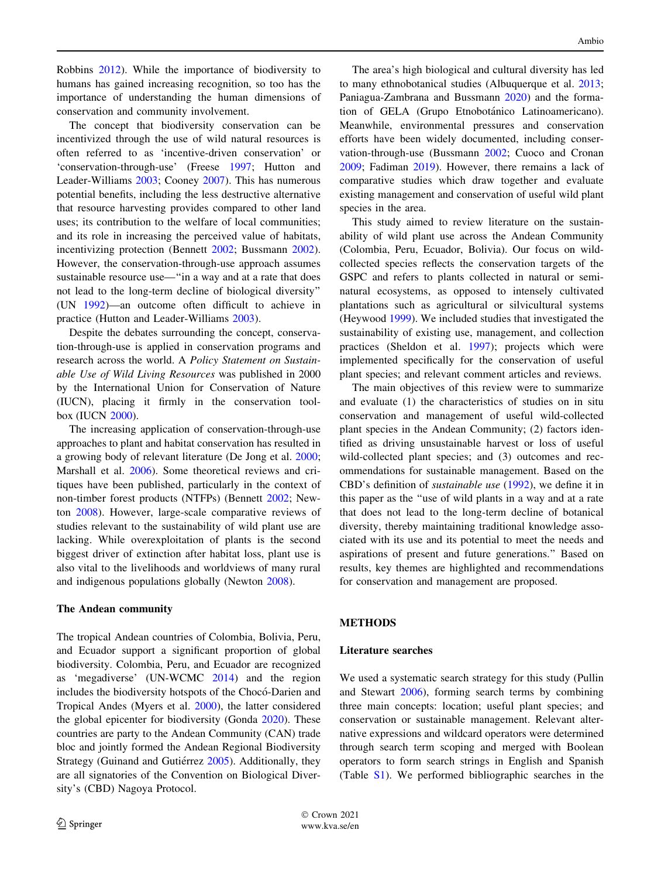Robbins 2012). While the importance of biodiversity to humans has gained increasing recognition, so too has the importance of understanding the human dimensions of conservation and community involvement.

The concept that biodiversity conservation can be incentivized through the use of wild natural resources is often referred to as 'incentive-driven conservation' or 'conservation-through-use' (Freese 1997; Hutton and Leader-Williams 2003; Cooney 2007). This has numerous potential benefits, including the less destructive alternative that resource harvesting provides compared to other land uses; its contribution to the welfare of local communities; and its role in increasing the perceived value of habitats, incentivizing protection (Bennett 2002; Bussmann 2002). However, the conservation-through-use approach assumes sustainable resource use—"in a way and at a rate that does not lead to the long-term decline of biological diversity" (UN 1992)—an outcome often difficult to achieve in practice (Hutton and Leader-Williams 2003).

Despite the debates surrounding the concept, conservation-through-use is applied in conservation programs and research across the world. A *Policy Statement on Sustainable Use of Wild Living Resources* was published in 2000 by the International Union for Conservation of Nature (IUCN), placing it firmly in the conservation toolbox (IUCN 2000).

The increasing application of conservation-through-use approaches to plant and habitat conservation has resulted in a growing body of relevant literature (De Jong et al. 2000; Marshall et al. 2006). Some theoretical reviews and critiques have been published, particularly in the context of non-timber forest products (NTFPs) (Bennett 2002; Newton 2008). However, large-scale comparative reviews of studies relevant to the sustainability of wild plant use are lacking. While overexploitation of plants is the second biggest driver of extinction after habitat loss, plant use is also vital to the livelihoods and worldviews of many rural and indigenous populations globally (Newton 2008).

### The Andean community

The tropical Andean countries of Colombia, Bolivia, Peru, and Ecuador support a significant proportion of global biodiversity. Colombia, Peru, and Ecuador are recognized as 'megadiverse' (UN-WCMC 2014) and the region includes the biodiversity hotspots of the Chocó-Darien and Tropical Andes (Myers et al. 2000), the latter considered the global epicenter for biodiversity (Gonda 2020). These countries are party to the Andean Community (CAN) trade bloc and jointly formed the Andean Regional Biodiversity Strategy (Guinand and Gutiérrez 2005). Additionally, they are all signatories of the Convention on Biological Diversity's (CBD) Nagoya Protocol.

The area's high biological and cultural diversity has led to many ethnobotanical studies (Albuquerque et al. 2013; Paniagua-Zambrana and Bussmann 2020) and the formation of GELA (Grupo Etnobotánico Latinoamericano). Meanwhile, environmental pressures and conservation efforts have been widely documented, including conservation-through-use (Bussmann 2002; Cuoco and Cronan 2009; Fadiman 2019). However, there remains a lack of comparative studies which draw together and evaluate existing management and conservation of useful wild plant species in the area.

This study aimed to review literature on the sustainability of wild plant use across the Andean Community (Colombia, Peru, Ecuador, Bolivia). Our focus on wild-collected species reflects the conservation targets of the GSPC and refers to plants collected in natural or semi-natural ecosystems, as opposed to intensely cultivated plantations such as agricultural or silvicultural systems (Heywood 1999). We included studies that investigated the sustainability of existing use, management, and collection practices (Sheldon et al. 1997); projects which were implemented specifically for the conservation of useful plant species; and relevant comment articles and reviews.

The main objectives of this review were to summarize and evaluate (1) the characteristics of studies on in situ conservation and management of useful wild-collected plant species in the Andean Community; (2) factors identified as driving unsustainable harvest or loss of useful wild-collected plant species; and (3) outcomes and recommendations for sustainable management. Based on the CBD's definition of *sustainable use* (1992), we define it in this paper as the "use of wild plants in a way and at a rate that does not lead to the long-term decline of botanical diversity, thereby maintaining traditional knowledge associated with its use and its potential to meet the needs and aspirations of present and future generations." Based on results, key themes are highlighted and recommendations for conservation and management are proposed.

## METHODS

### Literature searches

We used a systematic search strategy for this study (Pullin and Stewart 2006), forming search terms by combining three main concepts: location; useful plant species; and conservation or sustainable management. Relevant alternative expressions and wildcard operators were determined through search term scoping and merged with Boolean operators to form search strings in English and Spanish (Table S1). We performed bibliographic searches in the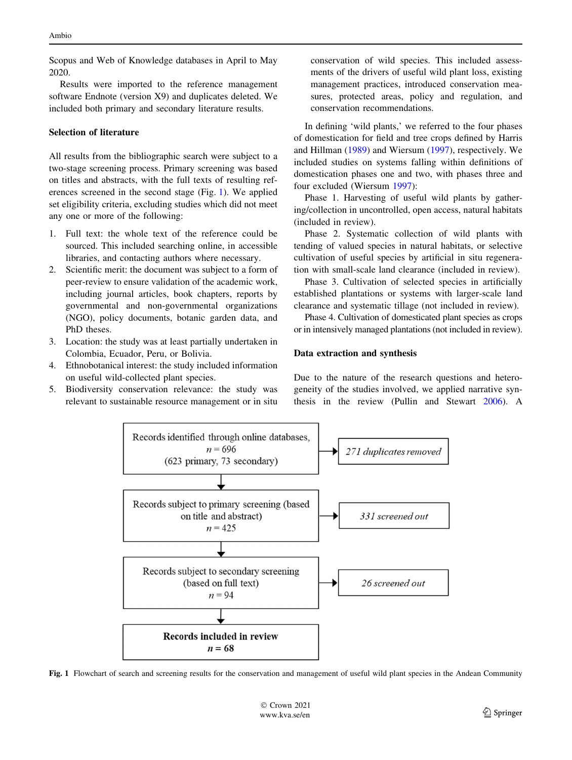Scopus and Web of Knowledge databases in April to May 2020.

Results were imported to the reference management software Endnote (version X9) and duplicates deleted. We included both primary and secondary literature results.

### Selection of literature

All results from the bibliographic search were subject to a two-stage screening process. Primary screening was based on titles and abstracts, with the full texts of resulting references screened in the second stage (Fig. 1). We applied set eligibility criteria, excluding studies which did not meet any one or more of the following:

1. Full text: the whole text of the reference could be sourced. This included searching online, in accessible libraries, and contacting authors where necessary.
2. Scientific merit: the document was subject to a form of peer-review to ensure validation of the academic work, including journal articles, book chapters, reports by governmental and non-governmental organizations (NGO), policy documents, botanic garden data, and PhD theses.
3. Location: the study was at least partially undertaken in Colombia, Ecuador, Peru, or Bolivia.
4. Ethnobotanical interest: the study included information on useful wild-collected plant species.
5. Biodiversity conservation relevance: the study was relevant to sustainable resource management or in situ conservation of wild species. This included assessments of the drivers of useful wild plant loss, existing management practices, introduced conservation measures, protected areas, policy and regulation, and conservation recommendations.

In defining 'wild plants,' we referred to the four phases of domestication for field and tree crops defined by Harris and Hillman (1989) and Wiersum (1997), respectively. We included studies on systems falling within definitions of domestication phases one and two, with phases three and four excluded (Wiersum 1997):

Phase 1. Harvesting of useful wild plants by gathering/collection in uncontrolled, open access, natural habitats (included in review).

Phase 2. Systematic collection of wild plants with tending of valued species in natural habitats, or selective cultivation of useful species by artificial in situ regeneration with small-scale land clearance (included in review).

Phase 3. Cultivation of selected species in artificially established plantations or systems with larger-scale land clearance and systematic tillage (not included in review).

Phase 4. Cultivation of domesticated plant species as crops or in intensively managed plantations (not included in review).

### Data extraction and synthesis

Due to the nature of the research questions and heterogeneity of the studies involved, we applied narrative synthesis in the review (Pullin and Stewart 2006). A

Records identified through online databases, $n = 696$ (623 primary, 73 secondary)
*271 duplicates removed*
Records subject to primary screening (based on title and abstract) $n = 425$
*331 screened out*
Records subject to secondary screening (based on full text) $n = 94$
*26 screened out*
**Records included in review $n = 68$**

**Fig. 1** Flowchart of search and screening results for the conservation and management of useful wild plant species in the Andean Community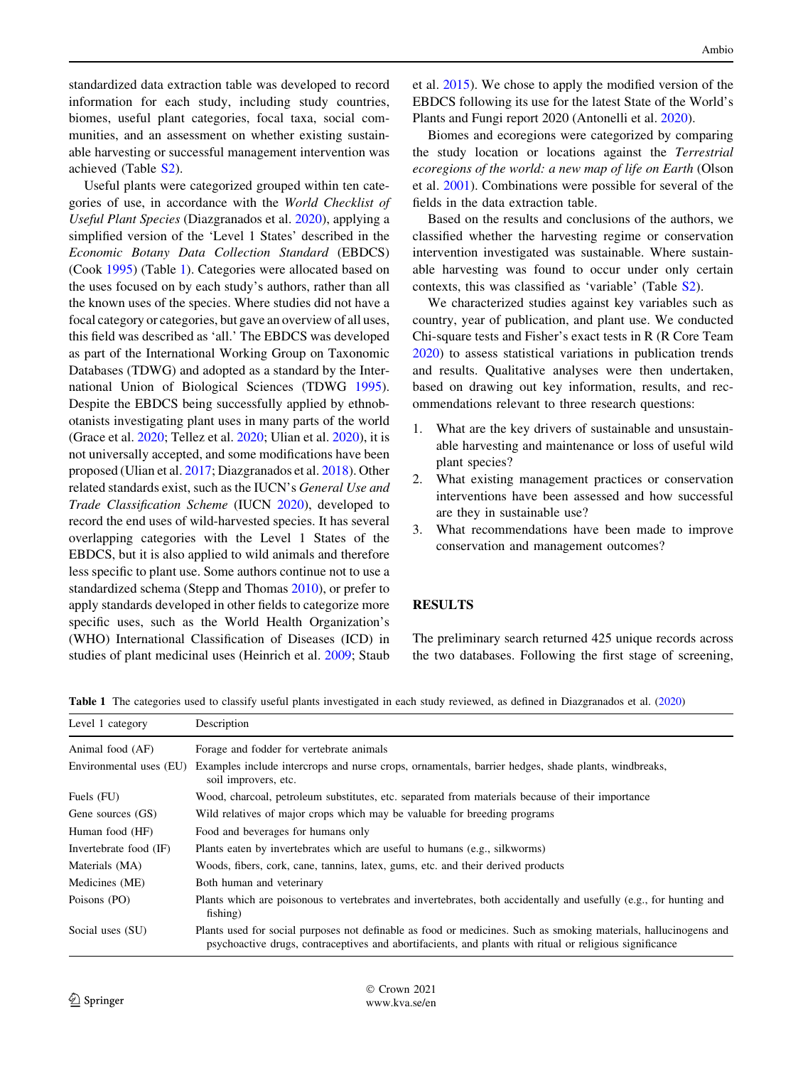standardized data extraction table was developed to record information for each study, including study countries, biomes, useful plant categories, focal taxa, social communities, and an assessment on whether existing sustainable harvesting or successful management intervention was achieved (Table S2).

Useful plants were categorized grouped within ten categories of use, in accordance with the *World Checklist of Useful Plant Species* (Diazgranados et al. 2020), applying a simplified version of the 'Level 1 States' described in the *Economic Botany Data Collection Standard* (EBDCS) (Cook 1995) (Table 1). Categories were allocated based on the uses focused on by each study's authors, rather than all the known uses of the species. Where studies did not have a focal category or categories, but gave an overview of all uses, this field was described as 'all.' The EBDCS was developed as part of the International Working Group on Taxonomic Databases (TDWG) and adopted as a standard by the International Union of Biological Sciences (TDWG 1995). Despite the EBDCS being successfully applied by ethnobotanists investigating plant uses in many parts of the world (Grace et al. 2020; Tellez et al. 2020; Ulian et al. 2020), it is not universally accepted, and some modifications have been proposed (Ulian et al. 2017; Diazgranados et al. 2018). Other related standards exist, such as the IUCN's *General Use and Trade Classification Scheme* (IUCN 2020), developed to record the end uses of wild-harvested species. It has several overlapping categories with the Level 1 States of the EBDCS, but it is also applied to wild animals and therefore less specific to plant use. Some authors continue not to use a standardized schema (Stepp and Thomas 2010), or prefer to apply standards developed in other fields to categorize more specific uses, such as the World Health Organization's (WHO) International Classification of Diseases (ICD) in studies of plant medicinal uses (Heinrich et al. 2009; Staub et al. 2015). We chose to apply the modified version of the EBDCS following its use for the latest State of the World's Plants and Fungi report 2020 (Antonelli et al. 2020).

Biomes and ecoregions were categorized by comparing the study location or locations against the *Terrestrial ecoregions of the world: a new map of life on Earth* (Olson et al. 2001). Combinations were possible for several of the fields in the data extraction table.

Based on the results and conclusions of the authors, we classified whether the harvesting regime or conservation intervention investigated was sustainable. Where sustainable harvesting was found to occur under only certain contexts, this was classified as 'variable' (Table S2).

We characterized studies against key variables such as country, year of publication, and plant use. We conducted Chi-square tests and Fisher's exact tests in R (R Core Team 2020) to assess statistical variations in publication trends and results. Qualitative analyses were then undertaken, based on drawing out key information, results, and recommendations relevant to three research questions:

1. What are the key drivers of sustainable and unsustainable harvesting and maintenance or loss of useful wild plant species?
2. What existing management practices or conservation interventions have been assessed and how successful are they in sustainable use?
3. What recommendations have been made to improve conservation and management outcomes?

## RESULTS

The preliminary search returned 425 unique records across the two databases. Following the first stage of screening,

**Table 1** The categories used to classify useful plants investigated in each study reviewed, as defined in Diazgranados et al. (2020)

| Level 1 category | Description |
|---|---|
| Animal food (AF) | Forage and fodder for vertebrate animals |
| Environmental uses (EU) | Examples include intercrops and nurse crops, ornamentals, barrier hedges, shade plants, windbreaks, soil improvers, etc. |
| Fuels (FU) | Wood, charcoal, petroleum substitutes, etc. separated from materials because of their importance |
| Gene sources (GS) | Wild relatives of major crops which may be valuable for breeding programs |
| Human food (HF) | Food and beverages for humans only |
| Invertebrate food (IF) | Plants eaten by invertebrates which are useful to humans (e.g., silkworms) |
| Materials (MA) | Woods, fibers, cork, cane, tannins, latex, gums, etc. and their derived products |
| Medicines (ME) | Both human and veterinary |
| Poisons (PO) | Plants which are poisonous to vertebrates and invertebrates, both accidentally and usefully (e.g., for hunting and fishing) |
| Social uses (SU) | Plants used for social purposes not definable as food or medicines. Such as smoking materials, hallucinogens and psychoactive drugs, contraceptives and abortifacients, and plants with ritual or religious significance |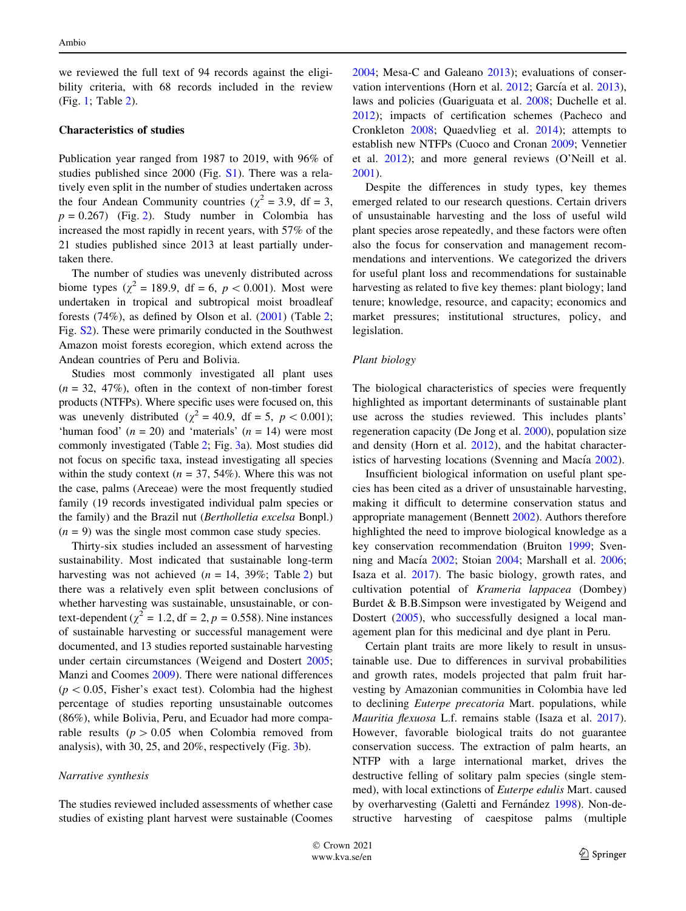we reviewed the full text of 94 records against the eligibility criteria, with 68 records included in the review (Fig. 1; Table 2).

### Characteristics of studies

Publication year ranged from 1987 to 2019, with 96% of studies published since 2000 (Fig. S1). There was a relatively even split in the number of studies undertaken across the four Andean Community countries ($\chi^2 = 3.9$, df = 3, $p = 0.267$) (Fig. 2). Study number in Colombia has increased the most rapidly in recent years, with 57% of the 21 studies published since 2013 at least partially undertaken there.

The number of studies was unevenly distributed across biome types ($\chi^2 = 189.9$, df = 6, $p < 0.001$). Most were undertaken in tropical and subtropical moist broadleaf forests (74%), as defined by Olson et al. (2001) (Table 2; Fig. S2). These were primarily conducted in the Southwest Amazon moist forests ecoregion, which extend across the Andean countries of Peru and Bolivia.

Studies most commonly investigated all plant uses ($n = 32$, 47%), often in the context of non-timber forest products (NTFPs). Where specific uses were focused on, this was unevenly distributed ($\chi^2 = 40.9$, df = 5, $p < 0.001$); 'human food' ($n = 20$) and 'materials' ($n = 14$) were most commonly investigated (Table 2; Fig. 3a). Most studies did not focus on specific taxa, instead investigating all species within the study context ($n = 37$, 54%). Where this was not the case, palms (Areceae) were the most frequently studied family (19 records investigated individual palm species or the family) and the Brazil nut (*Bertholletia excelsa* Bonpl.) ($n = 9$) was the single most common case study species.

Thirty-six studies included an assessment of harvesting sustainability. Most indicated that sustainable long-term harvesting was not achieved ($n = 14$, 39%; Table 2) but there was a relatively even split between conclusions of whether harvesting was sustainable, unsustainable, or context-dependent ($\chi^2 = 1.2$, df = 2, $p = 0.558$). Nine instances of sustainable harvesting or successful management were documented, and 13 studies reported sustainable harvesting under certain circumstances (Weigend and Dostert 2005; Manzi and Coomes 2009). There were national differences ($p < 0.05$, Fisher's exact test). Colombia had the highest percentage of studies reporting unsustainable outcomes (86%), while Bolivia, Peru, and Ecuador had more comparable results ($p > 0.05$ when Colombia removed from analysis), with 30, 25, and 20%, respectively (Fig. 3b).

#### Narrative synthesis

The studies reviewed included assessments of whether case studies of existing plant harvest were sustainable (Coomes 2004; Mesa-C and Galeano 2013); evaluations of conservation interventions (Horn et al. 2012; García et al. 2013), laws and policies (Guariguata et al. 2008; Duchelle et al. 2012); impacts of certification schemes (Pacheco and Cronkleton 2008; Quaedvlieg et al. 2014); attempts to establish new NTFPs (Cuoco and Cronan 2009; Vennetier et al. 2012); and more general reviews (O'Neill et al. 2001).

Despite the differences in study types, key themes emerged related to our research questions. Certain drivers of unsustainable harvesting and the loss of useful wild plant species arose repeatedly, and these factors were often also the focus for conservation and management recommendations and interventions. We categorized the drivers for useful plant loss and recommendations for sustainable harvesting as related to five key themes: plant biology; land tenure; knowledge, resource, and capacity; economics and market pressures; institutional structures, policy, and legislation.

#### Plant biology

The biological characteristics of species were frequently highlighted as important determinants of sustainable plant use across the studies reviewed. This includes plants' regeneration capacity (De Jong et al. 2000), population size and density (Horn et al. 2012), and the habitat characteristics of harvesting locations (Svenning and Macía 2002).

Insufficient biological information on useful plant species has been cited as a driver of unsustainable harvesting, making it difficult to determine conservation status and appropriate management (Bennett 2002). Authors therefore highlighted the need to improve biological knowledge as a key conservation recommendation (Bruiton 1999; Svenning and Macía 2002; Stoian 2004; Marshall et al. 2006; Isaza et al. 2017). The basic biology, growth rates, and cultivation potential of *Krameria lappacea* (Dombey) Burdet & B.B.Simpson were investigated by Weigend and Dostert (2005), who successfully designed a local management plan for this medicinal and dye plant in Peru.

Certain plant traits are more likely to result in unsustainable use. Due to differences in survival probabilities and growth rates, models projected that palm fruit harvesting by Amazonian communities in Colombia have led to declining *Euterpe precatoria* Mart. populations, while *Mauritia flexuosa* L.f. remains stable (Isaza et al. 2017). However, favorable biological traits do not guarantee conservation success. The extraction of palm hearts, an NTFP with a large international market, drives the destructive felling of solitary palm species (single stemmed), with local extinctions of *Euterpe edulis* Mart. caused by overharvesting (Galetti and Fernández 1998). Non-destructive harvesting of caespitose palms (multiple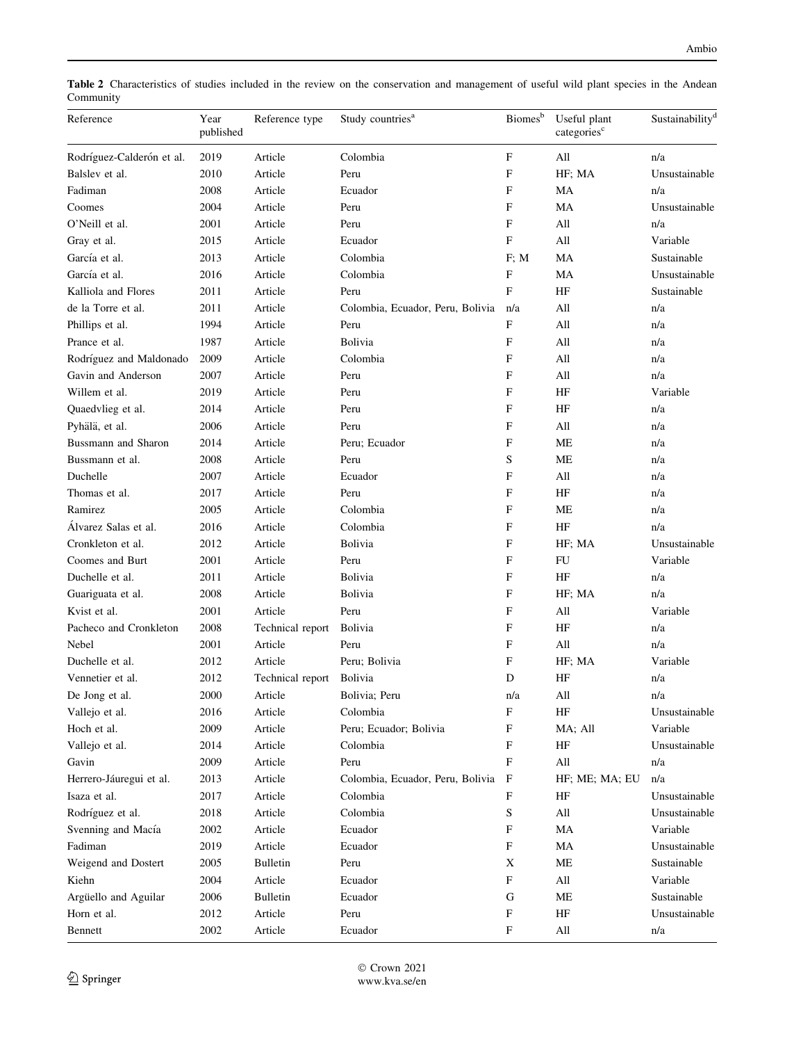**Table 2** Characteristics of studies included in the review on the conservation and management of useful wild plant species in the Andean Community

| Reference | Year published | Reference type | Study countries[a] | Biomes[b] | Useful plant categories[c] | Sustainability[d] |
|---|---|---|---|---|---|---|
| Rodríguez-Calderón et al. | 2019 | Article | Colombia | F | All | n/a |
| Balslev et al. | 2010 | Article | Peru | F | HF; MA | Unsustainable |
| Fadiman | 2008 | Article | Ecuador | F | MA | n/a |
| Coomes | 2004 | Article | Peru | F | MA | Unsustainable |
| O'Neill et al. | 2001 | Article | Peru | F | All | n/a |
| Gray et al. | 2015 | Article | Ecuador | F | All | Variable |
| García et al. | 2013 | Article | Colombia | F; M | MA | Sustainable |
| García et al. | 2016 | Article | Colombia | F | MA | Unsustainable |
| Kalliola and Flores | 2011 | Article | Peru | F | HF | Sustainable |
| de la Torre et al. | 2011 | Article | Colombia, Ecuador, Peru, Bolivia | n/a | All | n/a |
| Phillips et al. | 1994 | Article | Peru | F | All | n/a |
| Prance et al. | 1987 | Article | Bolivia | F | All | n/a |
| Rodríguez and Maldonado | 2009 | Article | Colombia | F | All | n/a |
| Gavin and Anderson | 2007 | Article | Peru | F | All | n/a |
| Willem et al. | 2019 | Article | Peru | F | HF | Variable |
| Quaedvlieg et al. | 2014 | Article | Peru | F | HF | n/a |
| Pyhälä, et al. | 2006 | Article | Peru | F | All | n/a |
| Bussmann and Sharon | 2014 | Article | Peru; Ecuador | F | ME | n/a |
| Bussmann et al. | 2008 | Article | Peru | S | ME | n/a |
| Duchelle | 2007 | Article | Ecuador | F | All | n/a |
| Thomas et al. | 2017 | Article | Peru | F | HF | n/a |
| Ramirez | 2005 | Article | Colombia | F | ME | n/a |
| Álvarez Salas et al. | 2016 | Article | Colombia | F | HF | n/a |
| Cronkleton et al. | 2012 | Article | Bolivia | F | HF; MA | Unsustainable |
| Coomes and Burt | 2001 | Article | Peru | F | FU | Variable |
| Duchelle et al. | 2011 | Article | Bolivia | F | HF | n/a |
| Guariguata et al. | 2008 | Article | Bolivia | F | HF; MA | n/a |
| Kvist et al. | 2001 | Article | Peru | F | All | Variable |
| Pacheco and Cronkleton | 2008 | Technical report | Bolivia | F | HF | n/a |
| Nebel | 2001 | Article | Peru | F | All | n/a |
| Duchelle et al. | 2012 | Article | Peru; Bolivia | F | HF; MA | Variable |
| Vennetier et al. | 2012 | Technical report | Bolivia | D | HF | n/a |
| De Jong et al. | 2000 | Article | Bolivia; Peru | n/a | All | n/a |
| Vallejo et al. | 2016 | Article | Colombia | F | HF | Unsustainable |
| Hoch et al. | 2009 | Article | Peru; Ecuador; Bolivia | F | MA; All | Variable |
| Vallejo et al. | 2014 | Article | Colombia | F | HF | Unsustainable |
| Gavin | 2009 | Article | Peru | F | All | n/a |
| Herrero-Jáuregui et al. | 2013 | Article | Colombia, Ecuador, Peru, Bolivia | F | HF; ME; MA; EU | n/a |
| Isaza et al. | 2017 | Article | Colombia | F | HF | Unsustainable |
| Rodríguez et al. | 2018 | Article | Colombia | S | All | Unsustainable |
| Svenning and Macía | 2002 | Article | Ecuador | F | MA | Variable |
| Fadiman | 2019 | Article | Ecuador | F | MA | Unsustainable |
| Weigend and Dostert | 2005 | Bulletin | Peru | X | ME | Sustainable |
| Kiehn | 2004 | Article | Ecuador | F | All | Variable |
| Argüello and Aguilar | 2006 | Bulletin | Ecuador | G | ME | Sustainable |
| Horn et al. | 2012 | Article | Peru | F | HF | Unsustainable |
| Bennett | 2002 | Article | Ecuador | F | All | n/a |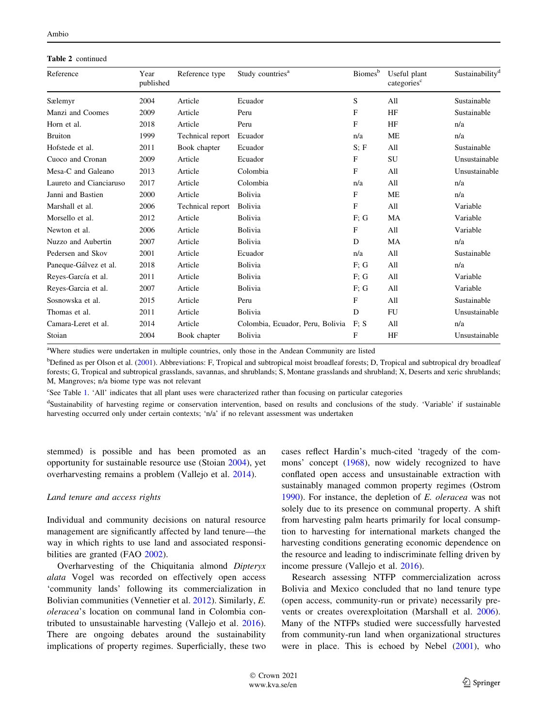**Table 2** continued

| Reference | Year published | Reference type | Study countries[a] | Biomes[b] | Useful plant categories[c] | Sustainability[d] |
|---|---|---|---|---|---|---|
| Sælemyr | 2004 | Article | Ecuador | S | All | Sustainable |
| Manzi and Coomes | 2009 | Article | Peru | F | HF | Sustainable |
| Horn et al. | 2018 | Article | Peru | F | HF | n/a |
| Bruiton | 1999 | Technical report | Ecuador | n/a | ME | n/a |
| Hofstede et al. | 2011 | Book chapter | Ecuador | S; F | All | Sustainable |
| Cuoco and Cronan | 2009 | Article | Ecuador | F | SU | Unsustainable |
| Mesa-C and Galeano | 2013 | Article | Colombia | F | All | Unsustainable |
| Laureto and Cianciaruso | 2017 | Article | Colombia | n/a | All | n/a |
| Janni and Bastien | 2000 | Article | Bolivia | F | ME | n/a |
| Marshall et al. | 2006 | Technical report | Bolivia | F | All | Variable |
| Morsello et al. | 2012 | Article | Bolivia | F; G | MA | Variable |
| Newton et al. | 2006 | Article | Bolivia | F | All | Variable |
| Nuzzo and Aubertin | 2007 | Article | Bolivia | D | MA | n/a |
| Pedersen and Skov | 2001 | Article | Ecuador | n/a | All | Sustainable |
| Paneque-Gálvez et al. | 2018 | Article | Bolivia | F; G | All | n/a |
| Reyes-García et al. | 2011 | Article | Bolivia | F; G | All | Variable |
| Reyes-Garcia et al. | 2007 | Article | Bolivia | F; G | All | Variable |
| Sosnowska et al. | 2015 | Article | Peru | F | All | Sustainable |
| Thomas et al. | 2011 | Article | Bolivia | D | FU | Unsustainable |
| Camara-Leret et al. | 2014 | Article | Colombia, Ecuador, Peru, Bolivia | F; S | All | n/a |
| Stoian | 2004 | Book chapter | Bolivia | F | HF | Unsustainable |

[a]Where studies were undertaken in multiple countries, only those in the Andean Community are listed

[b]Defined as per Olson et al. (2001). Abbreviations: F, Tropical and subtropical moist broadleaf forests; D, Tropical and subtropical dry broadleaf forests; G, Tropical and subtropical grasslands, savannas, and shrublands; S, Montane grasslands and shrubland; X, Deserts and xeric shrublands; M, Mangroves; n/a biome type was not relevant

[c]See Table 1. 'All' indicates that all plant uses were characterized rather than focusing on particular categories

[d]Sustainability of harvesting regime or conservation intervention, based on results and conclusions of the study. 'Variable' if sustainable harvesting occurred only under certain contexts; 'n/a' if no relevant assessment was undertaken

stemmed) is possible and has been promoted as an opportunity for sustainable resource use (Stoian 2004), yet overharvesting remains a problem (Vallejo et al. 2014).

*Land tenure and access rights*

Individual and community decisions on natural resource management are significantly affected by land tenure—the way in which rights to use land and associated responsibilities are granted (FAO 2002).

Overharvesting of the Chiquitania almond *Dipteryx alata* Vogel was recorded on effectively open access 'community lands' following its commercialization in Bolivian communities (Vennetier et al. 2012). Similarly, *E. oleracea*'s location on communal land in Colombia contributed to unsustainable harvesting (Vallejo et al. 2016). There are ongoing debates around the sustainability implications of property regimes. Superficially, these two cases reflect Hardin's much-cited 'tragedy of the commons' concept (1968), now widely recognized to have conflated open access and unsustainable extraction with sustainably managed common property regimes (Ostrom 1990). For instance, the depletion of *E. oleracea* was not solely due to its presence on communal property. A shift from harvesting palm hearts primarily for local consumption to harvesting for international markets changed the harvesting conditions generating economic dependence on the resource and leading to indiscriminate felling driven by income pressure (Vallejo et al. 2016).

Research assessing NTFP commercialization across Bolivia and Mexico concluded that no land tenure type (open access, community-run or private) necessarily prevents or creates overexploitation (Marshall et al. 2006). Many of the NTFPs studied were successfully harvested from community-run land when organizational structures were in place. This is echoed by Nebel (2001), who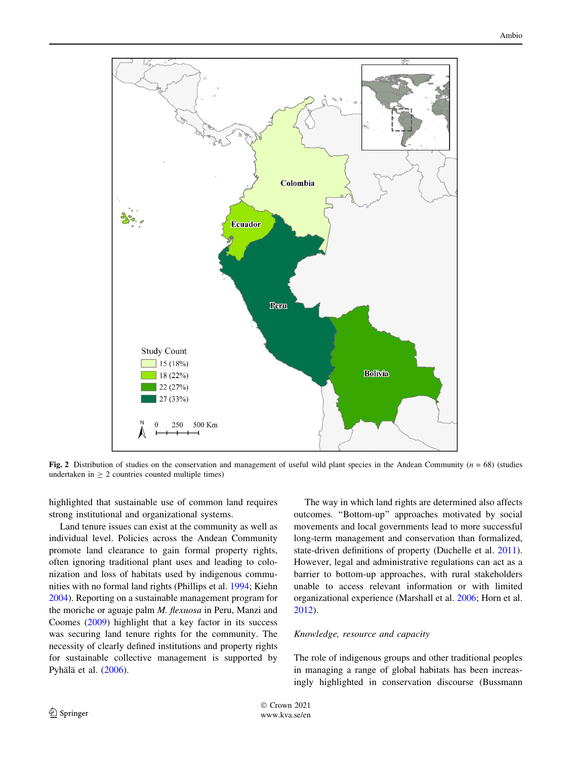Colombia

Ecuador

Peru

Bolivia

Study Count

15 (18%)

18 (22%)

22 (27%)

27 (33%)

N

0 250 500 Km

**Fig. 2** Distribution of studies on the conservation and management of useful wild plant species in the Andean Community ($n$ = 68) (studies undertaken in ≥ 2 countries counted multiple times)

highlighted that sustainable use of common land requires strong institutional and organizational systems.

Land tenure issues can exist at the community as well as individual level. Policies across the Andean Community promote land clearance to gain formal property rights, often ignoring traditional plant uses and leading to colonization and loss of habitats used by indigenous communities with no formal land rights (Phillips et al. 1994; Kiehn 2004). Reporting on a sustainable management program for the moriche or aguaje palm *M. flexuosa* in Peru, Manzi and Coomes (2009) highlight that a key factor in its success was securing land tenure rights for the community. The necessity of clearly defined institutions and property rights for sustainable collective management is supported by Pyhälä et al. (2006).

The way in which land rights are determined also affects outcomes. "Bottom-up" approaches motivated by social movements and local governments lead to more successful long-term management and conservation than formalized, state-driven definitions of property (Duchelle et al. 2011). However, legal and administrative regulations can act as a barrier to bottom-up approaches, with rural stakeholders unable to access relevant information or with limited organizational experience (Marshall et al. 2006; Horn et al. 2012).

### *Knowledge, resource and capacity*

The role of indigenous groups and other traditional peoples in managing a range of global habitats has been increasingly highlighted in conservation discourse (Bussmann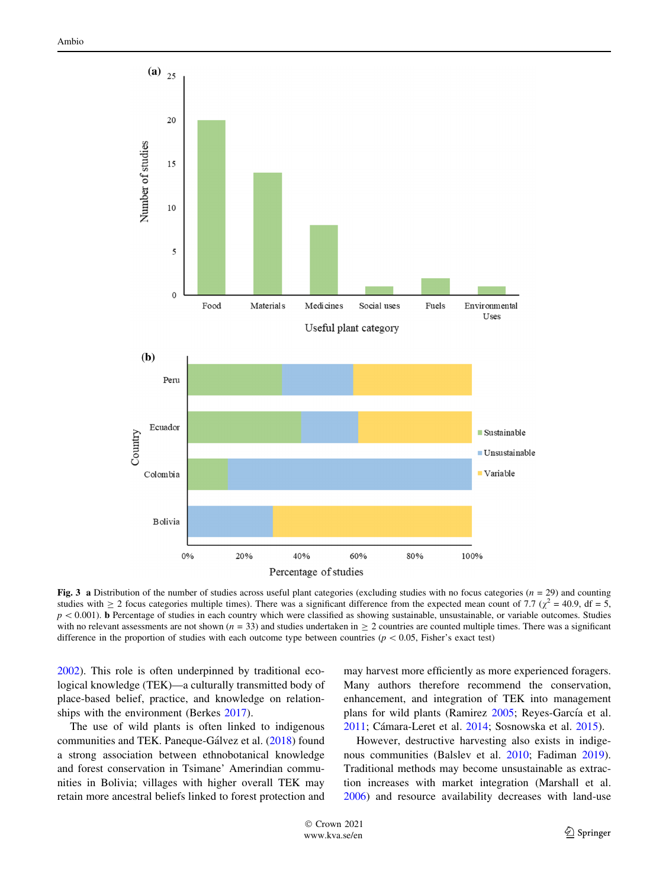(a)

25

20

15

10

5

0

Number of studies

Food

Materials

Medicines

Social uses

Fuels

Environmental Uses

Useful plant category

(b)

Peru

Ecuador

Colombia

Bolivia

Country

0%

20%

40%

60%

80%

100%

Percentage of studies

Sustainable

Unsustainable

Variable

**Fig. 3** **a** Distribution of the number of studies across useful plant categories (excluding studies with no focus categories ($n$ = 29) and counting studies with $\geq$ 2 focus categories multiple times). There was a significant difference from the expected mean count of 7.7 ($\chi^2$ = 40.9, df = 5, $p$ < 0.001). **b** Percentage of studies in each country which were classified as showing sustainable, unsustainable, or variable outcomes. Studies with no relevant assessments are not shown ($n$ = 33) and studies undertaken in $\geq$ 2 countries are counted multiple times. There was a significant difference in the proportion of studies with each outcome type between countries ($p$ < 0.05, Fisher's exact test)

2002). This role is often underpinned by traditional ecological knowledge (TEK)—a culturally transmitted body of place-based belief, practice, and knowledge on relationships with the environment (Berkes 2017).

The use of wild plants is often linked to indigenous communities and TEK. Paneque-Gálvez et al. (2018) found a strong association between ethnobotanical knowledge and forest conservation in Tsimane' Amerindian communities in Bolivia; villages with higher overall TEK may retain more ancestral beliefs linked to forest protection and may harvest more efficiently as more experienced foragers. Many authors therefore recommend the conservation, enhancement, and integration of TEK into management plans for wild plants (Ramirez 2005; Reyes-García et al. 2011; Cámara-Leret et al. 2014; Sosnowska et al. 2015).

However, destructive harvesting also exists in indigenous communities (Balslev et al. 2010; Fadiman 2019). Traditional methods may become unsustainable as extraction increases with market integration (Marshall et al. 2006) and resource availability decreases with land-use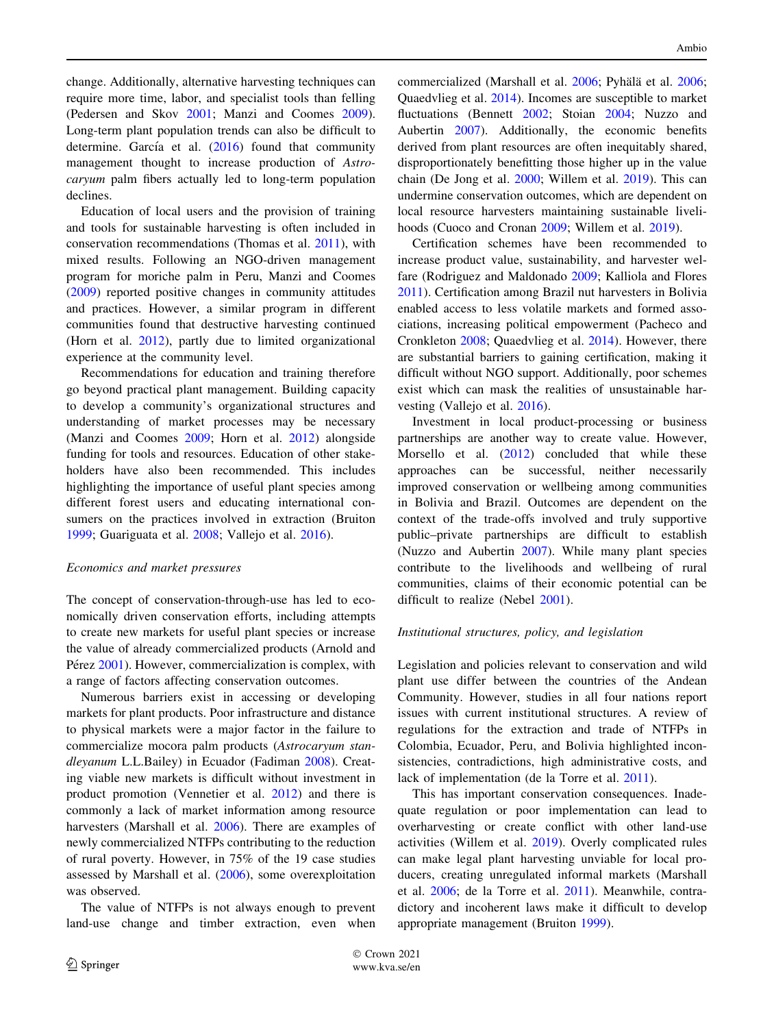change. Additionally, alternative harvesting techniques can require more time, labor, and specialist tools than felling (Pedersen and Skov 2001; Manzi and Coomes 2009). Long-term plant population trends can also be difficult to determine. García et al. (2016) found that community management thought to increase production of *Astrocaryum* palm fibers actually led to long-term population declines.

Education of local users and the provision of training and tools for sustainable harvesting is often included in conservation recommendations (Thomas et al. 2011), with mixed results. Following an NGO-driven management program for moriche palm in Peru, Manzi and Coomes (2009) reported positive changes in community attitudes and practices. However, a similar program in different communities found that destructive harvesting continued (Horn et al. 2012), partly due to limited organizational experience at the community level.

Recommendations for education and training therefore go beyond practical plant management. Building capacity to develop a community's organizational structures and understanding of market processes may be necessary (Manzi and Coomes 2009; Horn et al. 2012) alongside funding for tools and resources. Education of other stakeholders have also been recommended. This includes highlighting the importance of useful plant species among different forest users and educating international consumers on the practices involved in extraction (Bruiton 1999; Guariguata et al. 2008; Vallejo et al. 2016).

### *Economics and market pressures*

The concept of conservation-through-use has led to economically driven conservation efforts, including attempts to create new markets for useful plant species or increase the value of already commercialized products (Arnold and Pérez 2001). However, commercialization is complex, with a range of factors affecting conservation outcomes.

Numerous barriers exist in accessing or developing markets for plant products. Poor infrastructure and distance to physical markets were a major factor in the failure to commercialize mocora palm products (*Astrocaryum standleyanum* L.L.Bailey) in Ecuador (Fadiman 2008). Creating viable new markets is difficult without investment in product promotion (Vennetier et al. 2012) and there is commonly a lack of market information among resource harvesters (Marshall et al. 2006). There are examples of newly commercialized NTFPs contributing to the reduction of rural poverty. However, in 75% of the 19 case studies assessed by Marshall et al. (2006), some overexploitation was observed.

The value of NTFPs is not always enough to prevent land-use change and timber extraction, even when commercialized (Marshall et al. 2006; Pyhälä et al. 2006; Quaedvlieg et al. 2014). Incomes are susceptible to market fluctuations (Bennett 2002; Stoian 2004; Nuzzo and Aubertin 2007). Additionally, the economic benefits derived from plant resources are often inequitably shared, disproportionately benefitting those higher up in the value chain (De Jong et al. 2000; Willem et al. 2019). This can undermine conservation outcomes, which are dependent on local resource harvesters maintaining sustainable livelihoods (Cuoco and Cronan 2009; Willem et al. 2019).

Certification schemes have been recommended to increase product value, sustainability, and harvester welfare (Rodriguez and Maldonado 2009; Kalliola and Flores 2011). Certification among Brazil nut harvesters in Bolivia enabled access to less volatile markets and formed associations, increasing political empowerment (Pacheco and Cronkleton 2008; Quaedvlieg et al. 2014). However, there are substantial barriers to gaining certification, making it difficult without NGO support. Additionally, poor schemes exist which can mask the realities of unsustainable harvesting (Vallejo et al. 2016).

Investment in local product-processing or business partnerships are another way to create value. However, Morsello et al. (2012) concluded that while these approaches can be successful, neither necessarily improved conservation or wellbeing among communities in Bolivia and Brazil. Outcomes are dependent on the context of the trade-offs involved and truly supportive public–private partnerships are difficult to establish (Nuzzo and Aubertin 2007). While many plant species contribute to the livelihoods and wellbeing of rural communities, claims of their economic potential can be difficult to realize (Nebel 2001).

### *Institutional structures, policy, and legislation*

Legislation and policies relevant to conservation and wild plant use differ between the countries of the Andean Community. However, studies in all four nations report issues with current institutional structures. A review of regulations for the extraction and trade of NTFPs in Colombia, Ecuador, Peru, and Bolivia highlighted inconsistencies, contradictions, high administrative costs, and lack of implementation (de la Torre et al. 2011).

This has important conservation consequences. Inadequate regulation or poor implementation can lead to overharvesting or create conflict with other land-use activities (Willem et al. 2019). Overly complicated rules can make legal plant harvesting unviable for local producers, creating unregulated informal markets (Marshall et al. 2006; de la Torre et al. 2011). Meanwhile, contradictory and incoherent laws make it difficult to develop appropriate management (Bruiton 1999).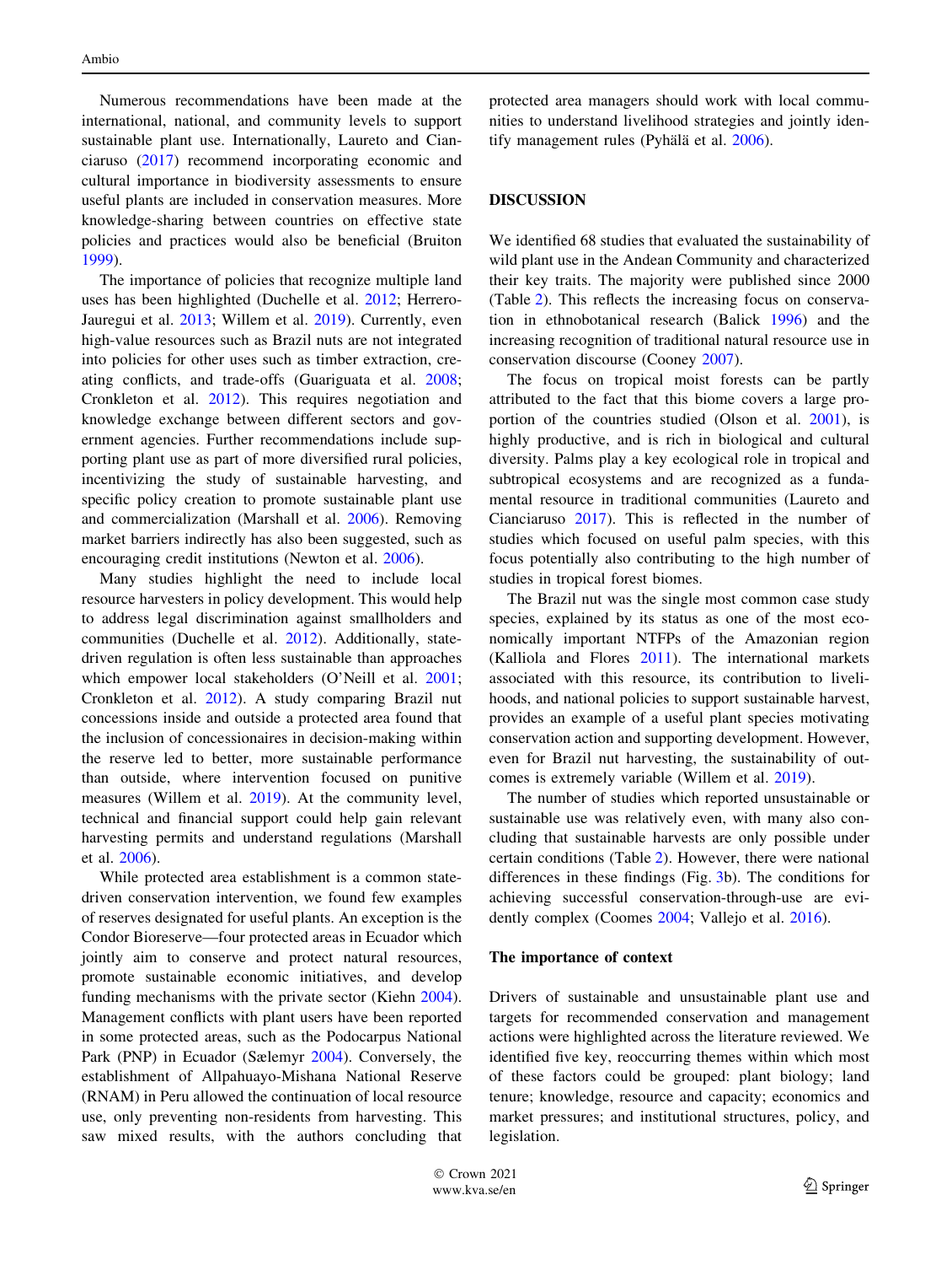Numerous recommendations have been made at the international, national, and community levels to support sustainable plant use. Internationally, Laureto and Cianciaruso (2017) recommend incorporating economic and cultural importance in biodiversity assessments to ensure useful plants are included in conservation measures. More knowledge-sharing between countries on effective state policies and practices would also be beneficial (Bruiton 1999).

The importance of policies that recognize multiple land uses has been highlighted (Duchelle et al. 2012; Herrero-Jauregui et al. 2013; Willem et al. 2019). Currently, even high-value resources such as Brazil nuts are not integrated into policies for other uses such as timber extraction, creating conflicts, and trade-offs (Guariguata et al. 2008; Cronkleton et al. 2012). This requires negotiation and knowledge exchange between different sectors and government agencies. Further recommendations include supporting plant use as part of more diversified rural policies, incentivizing the study of sustainable harvesting, and specific policy creation to promote sustainable plant use and commercialization (Marshall et al. 2006). Removing market barriers indirectly has also been suggested, such as encouraging credit institutions (Newton et al. 2006).

Many studies highlight the need to include local resource harvesters in policy development. This would help to address legal discrimination against smallholders and communities (Duchelle et al. 2012). Additionally, state-driven regulation is often less sustainable than approaches which empower local stakeholders (O'Neill et al. 2001; Cronkleton et al. 2012). A study comparing Brazil nut concessions inside and outside a protected area found that the inclusion of concessionaires in decision-making within the reserve led to better, more sustainable performance than outside, where intervention focused on punitive measures (Willem et al. 2019). At the community level, technical and financial support could help gain relevant harvesting permits and understand regulations (Marshall et al. 2006).

While protected area establishment is a common state-driven conservation intervention, we found few examples of reserves designated for useful plants. An exception is the Condor Bioreserve—four protected areas in Ecuador which jointly aim to conserve and protect natural resources, promote sustainable economic initiatives, and develop funding mechanisms with the private sector (Kiehn 2004). Management conflicts with plant users have been reported in some protected areas, such as the Podocarpus National Park (PNP) in Ecuador (Sælemyr 2004). Conversely, the establishment of Allpahuayo-Mishana National Reserve (RNAM) in Peru allowed the continuation of local resource use, only preventing non-residents from harvesting. This saw mixed results, with the authors concluding that protected area managers should work with local communities to understand livelihood strategies and jointly identify management rules (Pyhälä et al. 2006).

## DISCUSSION

We identified 68 studies that evaluated the sustainability of wild plant use in the Andean Community and characterized their key traits. The majority were published since 2000 (Table 2). This reflects the increasing focus on conservation in ethnobotanical research (Balick 1996) and the increasing recognition of traditional natural resource use in conservation discourse (Cooney 2007).

The focus on tropical moist forests can be partly attributed to the fact that this biome covers a large proportion of the countries studied (Olson et al. 2001), is highly productive, and is rich in biological and cultural diversity. Palms play a key ecological role in tropical and subtropical ecosystems and are recognized as a fundamental resource in traditional communities (Laureto and Cianciaruso 2017). This is reflected in the number of studies which focused on useful palm species, with this focus potentially also contributing to the high number of studies in tropical forest biomes.

The Brazil nut was the single most common case study species, explained by its status as one of the most economically important NTFPs of the Amazonian region (Kalliola and Flores 2011). The international markets associated with this resource, its contribution to livelihoods, and national policies to support sustainable harvest, provides an example of a useful plant species motivating conservation action and supporting development. However, even for Brazil nut harvesting, the sustainability of outcomes is extremely variable (Willem et al. 2019).

The number of studies which reported unsustainable or sustainable use was relatively even, with many also concluding that sustainable harvests are only possible under certain conditions (Table 2). However, there were national differences in these findings (Fig. 3b). The conditions for achieving successful conservation-through-use are evidently complex (Coomes 2004; Vallejo et al. 2016).

### The importance of context

Drivers of sustainable and unsustainable plant use and targets for recommended conservation and management actions were highlighted across the literature reviewed. We identified five key, reoccurring themes within which most of these factors could be grouped: plant biology; land tenure; knowledge, resource and capacity; economics and market pressures; and institutional structures, policy, and legislation.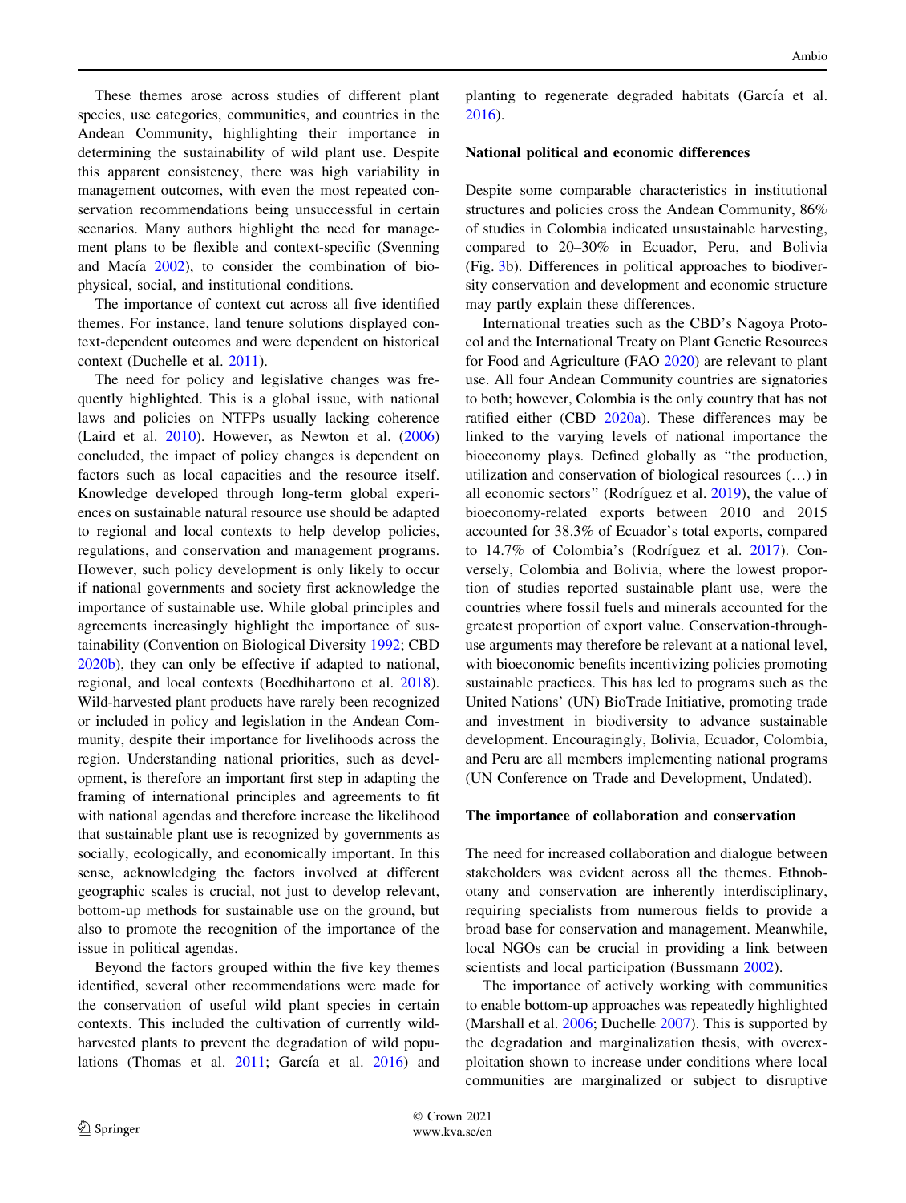These themes arose across studies of different plant species, use categories, communities, and countries in the Andean Community, highlighting their importance in determining the sustainability of wild plant use. Despite this apparent consistency, there was high variability in management outcomes, with even the most repeated conservation recommendations being unsuccessful in certain scenarios. Many authors highlight the need for management plans to be flexible and context-specific (Svenning and Macía 2002), to consider the combination of biophysical, social, and institutional conditions.

The importance of context cut across all five identified themes. For instance, land tenure solutions displayed context-dependent outcomes and were dependent on historical context (Duchelle et al. 2011).

The need for policy and legislative changes was frequently highlighted. This is a global issue, with national laws and policies on NTFPs usually lacking coherence (Laird et al. 2010). However, as Newton et al. (2006) concluded, the impact of policy changes is dependent on factors such as local capacities and the resource itself. Knowledge developed through long-term global experiences on sustainable natural resource use should be adapted to regional and local contexts to help develop policies, regulations, and conservation and management programs. However, such policy development is only likely to occur if national governments and society first acknowledge the importance of sustainable use. While global principles and agreements increasingly highlight the importance of sustainability (Convention on Biological Diversity 1992; CBD 2020b), they can only be effective if adapted to national, regional, and local contexts (Boedhihartono et al. 2018). Wild-harvested plant products have rarely been recognized or included in policy and legislation in the Andean Community, despite their importance for livelihoods across the region. Understanding national priorities, such as development, is therefore an important first step in adapting the framing of international principles and agreements to fit with national agendas and therefore increase the likelihood that sustainable plant use is recognized by governments as socially, ecologically, and economically important. In this sense, acknowledging the factors involved at different geographic scales is crucial, not just to develop relevant, bottom-up methods for sustainable use on the ground, but also to promote the recognition of the importance of the issue in political agendas.

Beyond the factors grouped within the five key themes identified, several other recommendations were made for the conservation of useful wild plant species in certain contexts. This included the cultivation of currently wild-harvested plants to prevent the degradation of wild populations (Thomas et al. 2011; García et al. 2016) and planting to regenerate degraded habitats (García et al. 2016).

## National political and economic differences

Despite some comparable characteristics in institutional structures and policies cross the Andean Community, 86% of studies in Colombia indicated unsustainable harvesting, compared to 20–30% in Ecuador, Peru, and Bolivia (Fig. 3b). Differences in political approaches to biodiversity conservation and development and economic structure may partly explain these differences.

International treaties such as the CBD's Nagoya Protocol and the International Treaty on Plant Genetic Resources for Food and Agriculture (FAO 2020) are relevant to plant use. All four Andean Community countries are signatories to both; however, Colombia is the only country that has not ratified either (CBD 2020a). These differences may be linked to the varying levels of national importance the bioeconomy plays. Defined globally as "the production, utilization and conservation of biological resources (…) in all economic sectors" (Rodríguez et al. 2019), the value of bioeconomy-related exports between 2010 and 2015 accounted for 38.3% of Ecuador's total exports, compared to 14.7% of Colombia's (Rodríguez et al. 2017). Conversely, Colombia and Bolivia, where the lowest proportion of studies reported sustainable plant use, were the countries where fossil fuels and minerals accounted for the greatest proportion of export value. Conservation-through-use arguments may therefore be relevant at a national level, with bioeconomic benefits incentivizing policies promoting sustainable practices. This has led to programs such as the United Nations' (UN) BioTrade Initiative, promoting trade and investment in biodiversity to advance sustainable development. Encouragingly, Bolivia, Ecuador, Colombia, and Peru are all members implementing national programs (UN Conference on Trade and Development, Undated).

## The importance of collaboration and conservation

The need for increased collaboration and dialogue between stakeholders was evident across all the themes. Ethnobotany and conservation are inherently interdisciplinary, requiring specialists from numerous fields to provide a broad base for conservation and management. Meanwhile, local NGOs can be crucial in providing a link between scientists and local participation (Bussmann 2002).

The importance of actively working with communities to enable bottom-up approaches was repeatedly highlighted (Marshall et al. 2006; Duchelle 2007). This is supported by the degradation and marginalization thesis, with overexploitation shown to increase under conditions where local communities are marginalized or subject to disruptive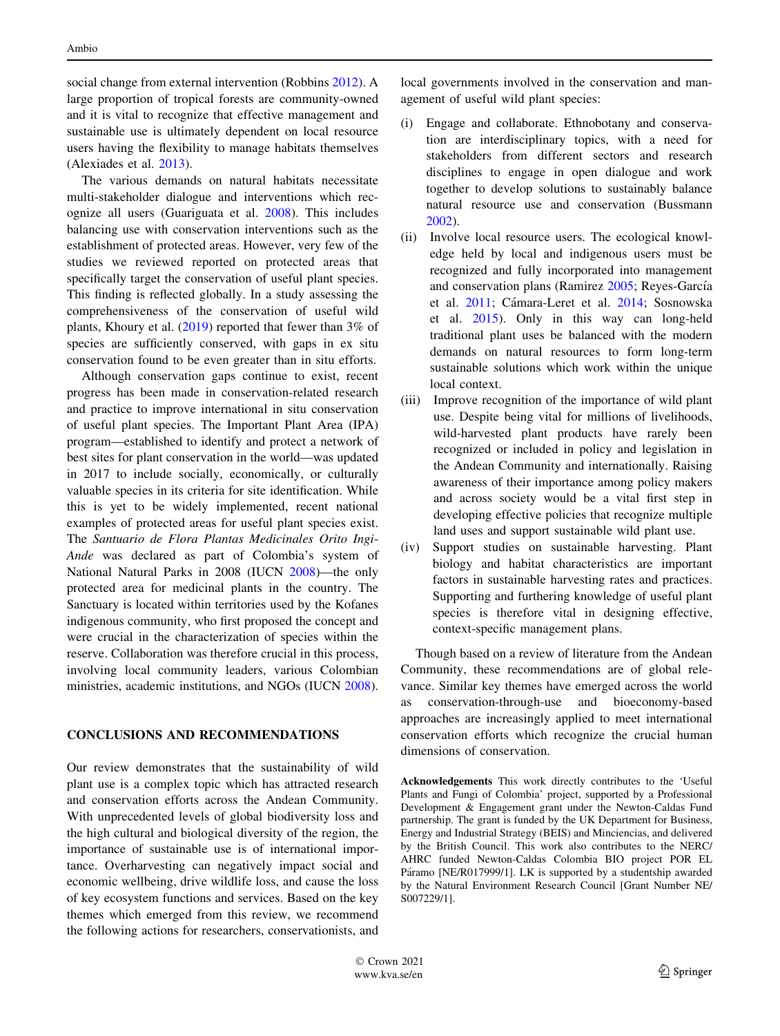social change from external intervention (Robbins 2012). A large proportion of tropical forests are community-owned and it is vital to recognize that effective management and sustainable use is ultimately dependent on local resource users having the flexibility to manage habitats themselves (Alexiades et al. 2013).

The various demands on natural habitats necessitate multi-stakeholder dialogue and interventions which recognize all users (Guariguata et al. 2008). This includes balancing use with conservation interventions such as the establishment of protected areas. However, very few of the studies we reviewed reported on protected areas that specifically target the conservation of useful plant species. This finding is reflected globally. In a study assessing the comprehensiveness of the conservation of useful wild plants, Khoury et al. (2019) reported that fewer than 3% of species are sufficiently conserved, with gaps in ex situ conservation found to be even greater than in situ efforts.

Although conservation gaps continue to exist, recent progress has been made in conservation-related research and practice to improve international in situ conservation of useful plant species. The Important Plant Area (IPA) program—established to identify and protect a network of best sites for plant conservation in the world—was updated in 2017 to include socially, economically, or culturally valuable species in its criteria for site identification. While this is yet to be widely implemented, recent national examples of protected areas for useful plant species exist. The *Santuario de Flora Plantas Medicinales Orito Ingi-Ande* was declared as part of Colombia's system of National Natural Parks in 2008 (IUCN 2008)—the only protected area for medicinal plants in the country. The Sanctuary is located within territories used by the Kofanes indigenous community, who first proposed the concept and were crucial in the characterization of species within the reserve. Collaboration was therefore crucial in this process, involving local community leaders, various Colombian ministries, academic institutions, and NGOs (IUCN 2008).

## CONCLUSIONS AND RECOMMENDATIONS

Our review demonstrates that the sustainability of wild plant use is a complex topic which has attracted research and conservation efforts across the Andean Community. With unprecedented levels of global biodiversity loss and the high cultural and biological diversity of the region, the importance of sustainable use is of international importance. Overharvesting can negatively impact social and economic wellbeing, drive wildlife loss, and cause the loss of key ecosystem functions and services. Based on the key themes which emerged from this review, we recommend the following actions for researchers, conservationists, and local governments involved in the conservation and management of useful wild plant species:

(i) Engage and collaborate. Ethnobotany and conservation are interdisciplinary topics, with a need for stakeholders from different sectors and research disciplines to engage in open dialogue and work together to develop solutions to sustainably balance natural resource use and conservation (Bussmann 2002).

(ii) Involve local resource users. The ecological knowledge held by local and indigenous users must be recognized and fully incorporated into management and conservation plans (Ramirez 2005; Reyes-García et al. 2011; Cámara-Leret et al. 2014; Sosnowska et al. 2015). Only in this way can long-held traditional plant uses be balanced with the modern demands on natural resources to form long-term sustainable solutions which work within the unique local context.

(iii) Improve recognition of the importance of wild plant use. Despite being vital for millions of livelihoods, wild-harvested plant products have rarely been recognized or included in policy and legislation in the Andean Community and internationally. Raising awareness of their importance among policy makers and across society would be a vital first step in developing effective policies that recognize multiple land uses and support sustainable wild plant use.

(iv) Support studies on sustainable harvesting. Plant biology and habitat characteristics are important factors in sustainable harvesting rates and practices. Supporting and furthering knowledge of useful plant species is therefore vital in designing effective, context-specific management plans.

Though based on a review of literature from the Andean Community, these recommendations are of global relevance. Similar key themes have emerged across the world as conservation-through-use and bioeconomy-based approaches are increasingly applied to meet international conservation efforts which recognize the crucial human dimensions of conservation.

**Acknowledgements** This work directly contributes to the 'Useful Plants and Fungi of Colombia' project, supported by a Professional Development & Engagement grant under the Newton-Caldas Fund partnership. The grant is funded by the UK Department for Business, Energy and Industrial Strategy (BEIS) and Minciencias, and delivered by the British Council. This work also contributes to the NERC/AHRC funded Newton-Caldas Colombia BIO project POR EL Páramo [NE/R017999/1]. LK is supported by a studentship awarded by the Natural Environment Research Council [Grant Number NE/S007229/1].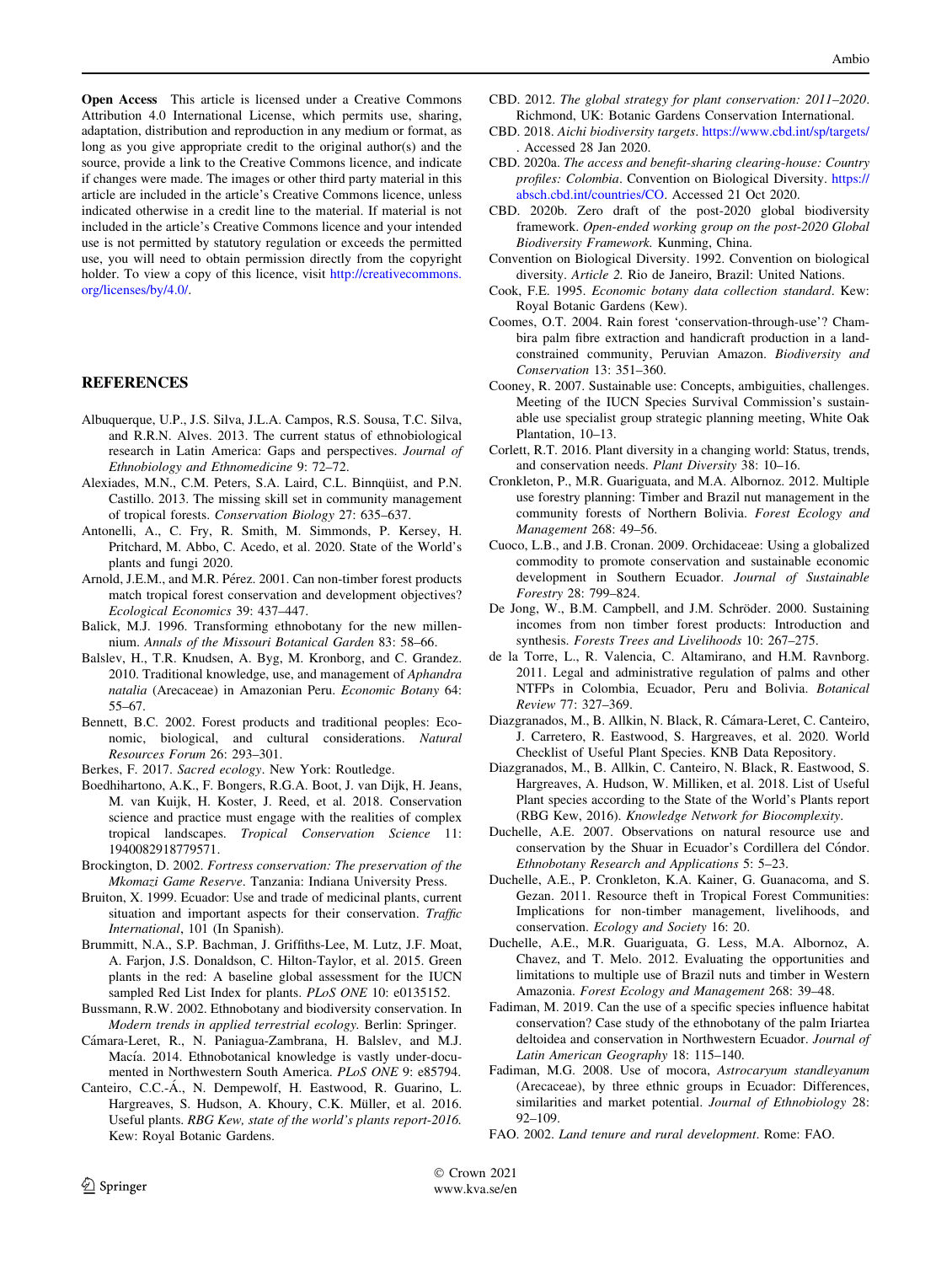**Open Access** This article is licensed under a Creative Commons Attribution 4.0 International License, which permits use, sharing, adaptation, distribution and reproduction in any medium or format, as long as you give appropriate credit to the original author(s) and the source, provide a link to the Creative Commons licence, and indicate if changes were made. The images or other third party material in this article are included in the article's Creative Commons licence, unless indicated otherwise in a credit line to the material. If material is not included in the article's Creative Commons licence and your intended use is not permitted by statutory regulation or exceeds the permitted use, you will need to obtain permission directly from the copyright holder. To view a copy of this licence, visit http://creativecommons.org/licenses/by/4.0/.

## REFERENCES

Albuquerque, U.P., J.S. Silva, J.L.A. Campos, R.S. Sousa, T.C. Silva, and R.R.N. Alves. 2013. The current status of ethnobiological research in Latin America: Gaps and perspectives. *Journal of Ethnobiology and Ethnomedicine* 9: 72–72.

Alexiades, M.N., C.M. Peters, S.A. Laird, C.L. Binnqüist, and P.N. Castillo. 2013. The missing skill set in community management of tropical forests. *Conservation Biology* 27: 635–637.

Antonelli, A., C. Fry, R. Smith, M. Simmonds, P. Kersey, H. Pritchard, M. Abbo, C. Acedo, et al. 2020. State of the World's plants and fungi 2020.

Arnold, J.E.M., and M.R. Pérez. 2001. Can non-timber forest products match tropical forest conservation and development objectives? *Ecological Economics* 39: 437–447.

Balick, M.J. 1996. Transforming ethnobotany for the new millennium. *Annals of the Missouri Botanical Garden* 83: 58–66.

Balslev, H., T.R. Knudsen, A. Byg, M. Kronborg, and C. Grandez. 2010. Traditional knowledge, use, and management of *Aphandra natalia* (Arecaceae) in Amazonian Peru. *Economic Botany* 64: 55–67.

Bennett, B.C. 2002. Forest products and traditional peoples: Economic, biological, and cultural considerations. *Natural Resources Forum* 26: 293–301.

Berkes, F. 2017. *Sacred ecology*. New York: Routledge.

Boedhihartono, A.K., F. Bongers, R.G.A. Boot, J. van Dijk, H. Jeans, M. van Kuijk, H. Koster, J. Reed, et al. 2018. Conservation science and practice must engage with the realities of complex tropical landscapes. *Tropical Conservation Science* 11: 1940082918779571.

Brockington, D. 2002. *Fortress conservation: The preservation of the Mkomazi Game Reserve*. Tanzania: Indiana University Press.

Bruiton, X. 1999. Ecuador: Use and trade of medicinal plants, current situation and important aspects for their conservation. *Traffic International*, 101 (In Spanish).

Brummitt, N.A., S.P. Bachman, J. Griffiths-Lee, M. Lutz, J.F. Moat, A. Farjon, J.S. Donaldson, C. Hilton-Taylor, et al. 2015. Green plants in the red: A baseline global assessment for the IUCN sampled Red List Index for plants. *PLoS ONE* 10: e0135152.

Bussmann, R.W. 2002. Ethnobotany and biodiversity conservation. In *Modern trends in applied terrestrial ecology*. Berlin: Springer.

Cámara-Leret, R., N. Paniagua-Zambrana, H. Balslev, and M.J. Macía. 2014. Ethnobotanical knowledge is vastly under-documented in Northwestern South America. *PLoS ONE* 9: e85794.

Canteiro, C.C.-Á., N. Dempewolf, H. Eastwood, R. Guarino, L. Hargreaves, S. Hudson, A. Khoury, C.K. Müller, et al. 2016. Useful plants. *RBG Kew, state of the world's plants report-2016*. Kew: Royal Botanic Gardens.

CBD. 2012. *The global strategy for plant conservation: 2011–2020*. Richmond, UK: Botanic Gardens Conservation International.

CBD. 2018. *Aichi biodiversity targets*. https://www.cbd.int/sp/targets/. Accessed 28 Jan 2020.

CBD. 2020a. *The access and benefit-sharing clearing-house: Country profiles: Colombia*. Convention on Biological Diversity. https://absch.cbd.int/countries/CO. Accessed 21 Oct 2020.

CBD. 2020b. Zero draft of the post-2020 global biodiversity framework. *Open-ended working group on the post-2020 Global Biodiversity Framework.* Kunming, China.

Convention on Biological Diversity. 1992. Convention on biological diversity. *Article 2*. Rio de Janeiro, Brazil: United Nations.

Cook, F.E. 1995. *Economic botany data collection standard*. Kew: Royal Botanic Gardens (Kew).

Coomes, O.T. 2004. Rain forest 'conservation-through-use'? Chambira palm fibre extraction and handicraft production in a land-constrained community, Peruvian Amazon. *Biodiversity and Conservation* 13: 351–360.

Cooney, R. 2007. Sustainable use: Concepts, ambiguities, challenges. Meeting of the IUCN Species Survival Commission's sustainable use specialist group strategic planning meeting, White Oak Plantation, 10–13.

Corlett, R.T. 2016. Plant diversity in a changing world: Status, trends, and conservation needs. *Plant Diversity* 38: 10–16.

Cronkleton, P., M.R. Guariguata, and M.A. Albornoz. 2012. Multiple use forestry planning: Timber and Brazil nut management in the community forests of Northern Bolivia. *Forest Ecology and Management* 268: 49–56.

Cuoco, L.B., and J.B. Cronan. 2009. Orchidaceae: Using a globalized commodity to promote conservation and sustainable economic development in Southern Ecuador. *Journal of Sustainable Forestry* 28: 799–824.

De Jong, W., B.M. Campbell, and J.M. Schröder. 2000. Sustaining incomes from non timber forest products: Introduction and synthesis. *Forests Trees and Livelihoods* 10: 267–275.

de la Torre, L., R. Valencia, C. Altamirano, and H.M. Ravnborg. 2011. Legal and administrative regulation of palms and other NTFPs in Colombia, Ecuador, Peru and Bolivia. *Botanical Review* 77: 327–369.

Diazgranados, M., B. Allkin, N. Black, R. Cámara-Leret, C. Canteiro, J. Carretero, R. Eastwood, S. Hargreaves, et al. 2020. World Checklist of Useful Plant Species. KNB Data Repository.

Diazgranados, M., B. Allkin, C. Canteiro, N. Black, R. Eastwood, S. Hargreaves, A. Hudson, W. Milliken, et al. 2018. List of Useful Plant species according to the State of the World's Plants report (RBG Kew, 2016). *Knowledge Network for Biocomplexity*.

Duchelle, A.E. 2007. Observations on natural resource use and conservation by the Shuar in Ecuador's Cordillera del Cóndor. *Ethnobotany Research and Applications* 5: 5–23.

Duchelle, A.E., P. Cronkleton, K.A. Kainer, G. Guanacoma, and S. Gezan. 2011. Resource theft in Tropical Forest Communities: Implications for non-timber management, livelihoods, and conservation. *Ecology and Society* 16: 20.

Duchelle, A.E., M.R. Guariguata, G. Less, M.A. Albornoz, A. Chavez, and T. Melo. 2012. Evaluating the opportunities and limitations to multiple use of Brazil nuts and timber in Western Amazonia. *Forest Ecology and Management* 268: 39–48.

Fadiman, M. 2019. Can the use of a specific species influence habitat conservation? Case study of the ethnobotany of the palm Iriartea deltoidea and conservation in Northwestern Ecuador. *Journal of Latin American Geography* 18: 115–140.

Fadiman, M.G. 2008. Use of mocora, *Astrocaryum standleyanum* (Arecaceae), by three ethnic groups in Ecuador: Differences, similarities and market potential. *Journal of Ethnobiology* 28: 92–109.

FAO. 2002. *Land tenure and rural development*. Rome: FAO.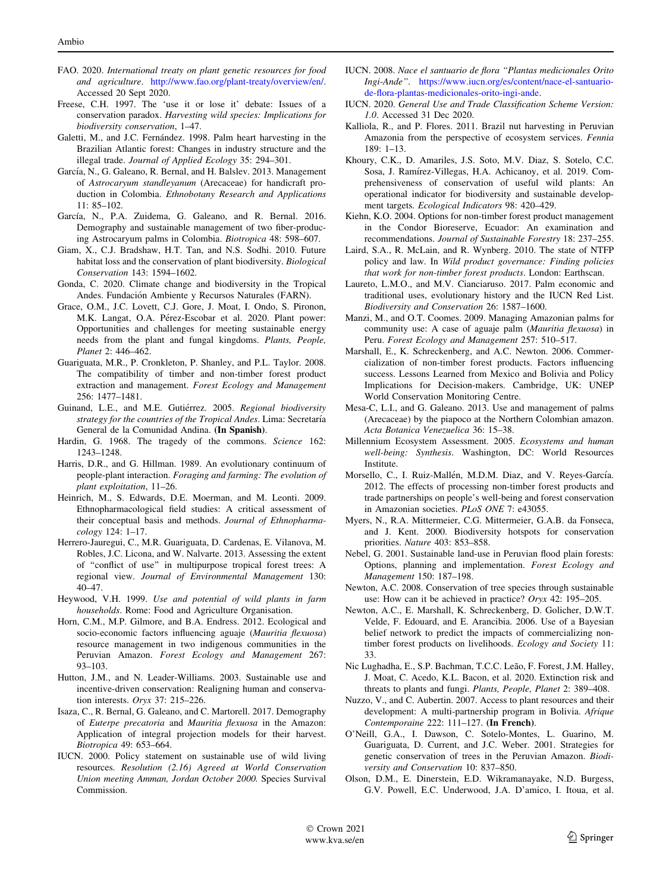FAO. 2020. *International treaty on plant genetic resources for food and agriculture*. http://www.fao.org/plant-treaty/overview/en/. Accessed 20 Sept 2020.

Freese, C.H. 1997. The 'use it or lose it' debate: Issues of a conservation paradox. *Harvesting wild species: Implications for biodiversity conservation*, 1–47.

Galetti, M., and J.C. Fernández. 1998. Palm heart harvesting in the Brazilian Atlantic forest: Changes in industry structure and the illegal trade. *Journal of Applied Ecology* 35: 294–301.

García, N., G. Galeano, R. Bernal, and H. Balslev. 2013. Management of *Astrocaryum standleyanum* (Arecaceae) for handicraft production in Colombia. *Ethnobotany Research and Applications* 11: 85–102.

García, N., P.A. Zuidema, G. Galeano, and R. Bernal. 2016. Demography and sustainable management of two fiber-producing Astrocaryum palms in Colombia. *Biotropica* 48: 598–607.

Giam, X., C.J. Bradshaw, H.T. Tan, and N.S. Sodhi. 2010. Future habitat loss and the conservation of plant biodiversity. *Biological Conservation* 143: 1594–1602.

Gonda, C. 2020. Climate change and biodiversity in the Tropical Andes. Fundación Ambiente y Recursos Naturales (FARN).

Grace, O.M., J.C. Lovett, C.J. Gore, J. Moat, I. Ondo, S. Pironon, M.K. Langat, O.A. Pérez-Escobar et al. 2020. Plant power: Opportunities and challenges for meeting sustainable energy needs from the plant and fungal kingdoms. *Plants, People, Planet* 2: 446–462.

Guariguata, M.R., P. Cronkleton, P. Shanley, and P.L. Taylor. 2008. The compatibility of timber and non-timber forest product extraction and management. *Forest Ecology and Management* 256: 1477–1481.

Guinand, L.E., and M.E. Gutiérrez. 2005. *Regional biodiversity strategy for the countries of the Tropical Andes*. Lima: Secretaría General de la Comunidad Andina. **(In Spanish)**.

Hardin, G. 1968. The tragedy of the commons. *Science* 162: 1243–1248.

Harris, D.R., and G. Hillman. 1989. An evolutionary continuum of people-plant interaction. *Foraging and farming: The evolution of plant exploitation*, 11–26.

Heinrich, M., S. Edwards, D.E. Moerman, and M. Leonti. 2009. Ethnopharmacological field studies: A critical assessment of their conceptual basis and methods. *Journal of Ethnopharmacology* 124: 1–17.

Herrero-Jauregui, C., M.R. Guariguata, D. Cardenas, E. Vilanova, M. Robles, J.C. Licona, and W. Nalvarte. 2013. Assessing the extent of "conflict of use" in multipurpose tropical forest trees: A regional view. *Journal of Environmental Management* 130: 40–47.

Heywood, V.H. 1999. *Use and potential of wild plants in farm households*. Rome: Food and Agriculture Organisation.

Horn, C.M., M.P. Gilmore, and B.A. Endress. 2012. Ecological and socio-economic factors influencing aguaje (*Mauritia flexuosa*) resource management in two indigenous communities in the Peruvian Amazon. *Forest Ecology and Management* 267: 93–103.

Hutton, J.M., and N. Leader-Williams. 2003. Sustainable use and incentive-driven conservation: Realigning human and conservation interests. *Oryx* 37: 215–226.

Isaza, C., R. Bernal, G. Galeano, and C. Martorell. 2017. Demography of *Euterpe precatoria* and *Mauritia flexuosa* in the Amazon: Application of integral projection models for their harvest. *Biotropica* 49: 653–664.

IUCN. 2000. Policy statement on sustainable use of wild living resources. *Resolution (2.16) Agreed at World Conservation Union meeting Amman, Jordan October 2000*. Species Survival Commission.

IUCN. 2008. *Nace el santuario de flora "Plantas medicionales Orito Ingi-Ande"*. https://www.iucn.org/es/content/nace-el-santuario-de-flora-plantas-medicinales-orito-ingi-ande.

IUCN. 2020. *General Use and Trade Classification Scheme Version: 1.0*. Accessed 31 Dec 2020.

Kalliola, R., and P. Flores. 2011. Brazil nut harvesting in Peruvian Amazonia from the perspective of ecosystem services. *Fennia* 189: 1–13.

Khoury, C.K., D. Amariles, J.S. Soto, M.V. Diaz, S. Sotelo, C.C. Sosa, J. Ramírez-Villegas, H.A. Achicanoy, et al. 2019. Comprehensiveness of conservation of useful wild plants: An operational indicator for biodiversity and sustainable development targets. *Ecological Indicators* 98: 420–429.

Kiehn, K.O. 2004. Options for non-timber forest product management in the Condor Bioreserve, Ecuador: An examination and recommendations. *Journal of Sustainable Forestry* 18: 237–255.

Laird, S.A., R. McLain, and R. Wynberg. 2010. The state of NTFP policy and law. In *Wild product governance: Finding policies that work for non-timber forest products*. London: Earthscan.

Laureto, L.M.O., and M.V. Cianciaruso. 2017. Palm economic and traditional uses, evolutionary history and the IUCN Red List. *Biodiversity and Conservation* 26: 1587–1600.

Manzi, M., and O.T. Coomes. 2009. Managing Amazonian palms for community use: A case of aguaje palm (*Mauritia flexuosa*) in Peru. *Forest Ecology and Management* 257: 510–517.

Marshall, E., K. Schreckenberg, and A.C. Newton. 2006. Commercialization of non-timber forest products. Factors influencing success. Lessons Learned from Mexico and Bolivia and Policy Implications for Decision-makers. Cambridge, UK: UNEP World Conservation Monitoring Centre.

Mesa-C, L.I., and G. Galeano. 2013. Use and management of palms (Arecaceae) by the piapoco at the Northern Colombian amazon. *Acta Botanica Venezuelica* 36: 15–38.

Millennium Ecosystem Assessment. 2005. *Ecosystems and human well-being: Synthesis*. Washington, DC: World Resources Institute.

Morsello, C., I. Ruiz-Mallén, M.D.M. Diaz, and V. Reyes-García. 2012. The effects of processing non-timber forest products and trade partnerships on people's well-being and forest conservation in Amazonian societies. *PLoS ONE* 7: e43055.

Myers, N., R.A. Mittermeier, C.G. Mittermeier, G.A.B. da Fonseca, and J. Kent. 2000. Biodiversity hotspots for conservation priorities. *Nature* 403: 853–858.

Nebel, G. 2001. Sustainable land-use in Peruvian flood plain forests: Options, planning and implementation. *Forest Ecology and Management* 150: 187–198.

Newton, A.C. 2008. Conservation of tree species through sustainable use: How can it be achieved in practice? *Oryx* 42: 195–205.

Newton, A.C., E. Marshall, K. Schreckenberg, D. Golicher, D.W.T. Velde, F. Edouard, and E. Arancibia. 2006. Use of a Bayesian belief network to predict the impacts of commercializing non-timber forest products on livelihoods. *Ecology and Society* 11: 33.

Nic Lughadha, E., S.P. Bachman, T.C.C. Leão, F. Forest, J.M. Halley, J. Moat, C. Acedo, K.L. Bacon, et al. 2020. Extinction risk and threats to plants and fungi. *Plants, People, Planet* 2: 389–408.

Nuzzo, V., and C. Aubertin. 2007. Access to plant resources and their development: A multi-partnership program in Bolivia. *Afrique Contemporaine* 222: 111–127. **(In French)**.

O'Neill, G.A., I. Dawson, C. Sotelo-Montes, L. Guarino, M. Guariguata, D. Current, and J.C. Weber. 2001. Strategies for genetic conservation of trees in the Peruvian Amazon. *Biodiversity and Conservation* 10: 837–850.

Olson, D.M., E. Dinerstein, E.D. Wikramanayake, N.D. Burgess, G.V. Powell, E.C. Underwood, J.A. D'amico, I. Itoua, et al.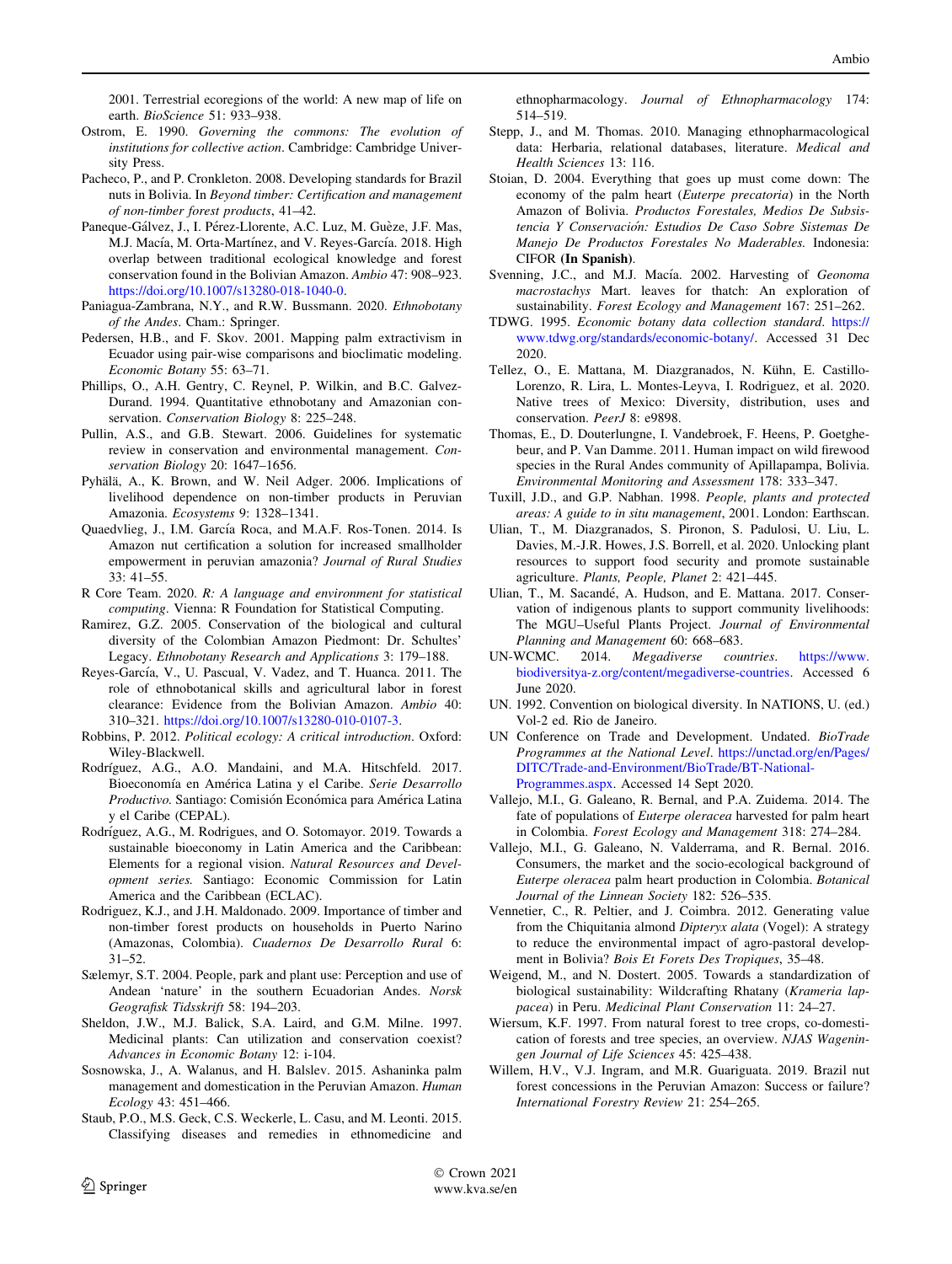2001. Terrestrial ecoregions of the world: A new map of life on earth. *BioScience* 51: 933–938.

Ostrom, E. 1990. *Governing the commons: The evolution of institutions for collective action*. Cambridge: Cambridge University Press.

Pacheco, P., and P. Cronkleton. 2008. Developing standards for Brazil nuts in Bolivia. In *Beyond timber: Certification and management of non-timber forest products*, 41–42.

Paneque-Gálvez, J., I. Pérez-Llorente, A.C. Luz, M. Guèze, J.F. Mas, M.J. Macía, M. Orta-Martínez, and V. Reyes-García. 2018. High overlap between traditional ecological knowledge and forest conservation found in the Bolivian Amazon. *Ambio* 47: 908–923. https://doi.org/10.1007/s13280-018-1040-0.

Paniagua-Zambrana, N.Y., and R.W. Bussmann. 2020. *Ethnobotany of the Andes*. Cham.: Springer.

Pedersen, H.B., and F. Skov. 2001. Mapping palm extractivism in Ecuador using pair-wise comparisons and bioclimatic modeling. *Economic Botany* 55: 63–71.

Phillips, O., A.H. Gentry, C. Reynel, P. Wilkin, and B.C. Galvez-Durand. 1994. Quantitative ethnobotany and Amazonian conservation. *Conservation Biology* 8: 225–248.

Pullin, A.S., and G.B. Stewart. 2006. Guidelines for systematic review in conservation and environmental management. *Conservation Biology* 20: 1647–1656.

Pyhälä, A., K. Brown, and W. Neil Adger. 2006. Implications of livelihood dependence on non-timber products in Peruvian Amazonia. *Ecosystems* 9: 1328–1341.

Quaedvlieg, J., I.M. García Roca, and M.A.F. Ros-Tonen. 2014. Is Amazon nut certification a solution for increased smallholder empowerment in peruvian amazonia? *Journal of Rural Studies* 33: 41–55.

R Core Team. 2020. *R: A language and environment for statistical computing*. Vienna: R Foundation for Statistical Computing.

Ramirez, G.Z. 2005. Conservation of the biological and cultural diversity of the Colombian Amazon Piedmont: Dr. Schultes' Legacy. *Ethnobotany Research and Applications* 3: 179–188.

Reyes-García, V., U. Pascual, V. Vadez, and T. Huanca. 2011. The role of ethnobotanical skills and agricultural labor in forest clearance: Evidence from the Bolivian Amazon. *Ambio* 40: 310–321. https://doi.org/10.1007/s13280-010-0107-3.

Robbins, P. 2012. *Political ecology: A critical introduction*. Oxford: Wiley-Blackwell.

Rodríguez, A.G., A.O. Mandaini, and M.A. Hitschfeld. 2017. Bioeconomía en América Latina y el Caribe. *Serie Desarrollo Productivo*. Santiago: Comisión Económica para América Latina y el Caribe (CEPAL).

Rodríguez, A.G., M. Rodrigues, and O. Sotomayor. 2019. Towards a sustainable bioeconomy in Latin America and the Caribbean: Elements for a regional vision. *Natural Resources and Development series*. Santiago: Economic Commission for Latin America and the Caribbean (ECLAC).

Rodriguez, K.J., and J.H. Maldonado. 2009. Importance of timber and non-timber forest products on households in Puerto Narino (Amazonas, Colombia). *Cuadernos De Desarrollo Rural* 6: 31–52.

Sælemyr, S.T. 2004. People, park and plant use: Perception and use of Andean 'nature' in the southern Ecuadorian Andes. *Norsk Geografisk Tidsskrift* 58: 194–203.

Sheldon, J.W., M.J. Balick, S.A. Laird, and G.M. Milne. 1997. Medicinal plants: Can utilization and conservation coexist? *Advances in Economic Botany* 12: i-104.

Sosnowska, J., A. Walanus, and H. Balslev. 2015. Ashaninka palm management and domestication in the Peruvian Amazon. *Human Ecology* 43: 451–466.

Staub, P.O., M.S. Geck, C.S. Weckerle, L. Casu, and M. Leonti. 2015. Classifying diseases and remedies in ethnomedicine and ethnopharmacology. *Journal of Ethnopharmacology* 174: 514–519.

Stepp, J., and M. Thomas. 2010. Managing ethnopharmacological data: Herbaria, relational databases, literature. *Medical and Health Sciences* 13: 116.

Stoian, D. 2004. Everything that goes up must come down: The economy of the palm heart (*Euterpe precatoria*) in the North Amazon of Bolivia. *Productos Forestales, Medios De Subsistencia Y Conservación: Estudios De Caso Sobre Sistemas De Manejo De Productos Forestales No Maderables.* Indonesia: CIFOR **(In Spanish)**.

Svenning, J.C., and M.J. Macía. 2002. Harvesting of *Geonoma macrostachys* Mart. leaves for thatch: An exploration of sustainability. *Forest Ecology and Management* 167: 251–262.

TDWG. 1995. *Economic botany data collection standard*. https://www.tdwg.org/standards/economic-botany/. Accessed 31 Dec 2020.

Tellez, O., E. Mattana, M. Diazgranados, N. Kühn, E. Castillo-Lorenzo, R. Lira, L. Montes-Leyva, I. Rodriguez, et al. 2020. Native trees of Mexico: Diversity, distribution, uses and conservation. *PeerJ* 8: e9898.

Thomas, E., D. Douterlungne, I. Vandebroek, F. Heens, P. Goetghebeur, and P. Van Damme. 2011. Human impact on wild firewood species in the Rural Andes community of Apillapampa, Bolivia. *Environmental Monitoring and Assessment* 178: 333–347.

Tuxill, J.D., and G.P. Nabhan. 1998. *People, plants and protected areas: A guide to in situ management*, 2001. London: Earthscan.

Ulian, T., M. Diazgranados, S. Pironon, S. Padulosi, U. Liu, L. Davies, M.-J.R. Howes, J.S. Borrell, et al. 2020. Unlocking plant resources to support food security and promote sustainable agriculture. *Plants, People, Planet* 2: 421–445.

Ulian, T., M. Sacandé, A. Hudson, and E. Mattana. 2017. Conservation of indigenous plants to support community livelihoods: The MGU–Useful Plants Project. *Journal of Environmental Planning and Management* 60: 668–683.

UN-WCMC. 2014. *Megadiverse countries*. https://www.biodiversitya-z.org/content/megadiverse-countries. Accessed 6 June 2020.

UN. 1992. Convention on biological diversity. In NATIONS, U. (ed.) Vol-2 ed. Rio de Janeiro.

UN Conference on Trade and Development. Undated. *BioTrade Programmes at the National Level*. https://unctad.org/en/Pages/DITC/Trade-and-Environment/BioTrade/BT-National-Programmes.aspx. Accessed 14 Sept 2020.

Vallejo, M.I., G. Galeano, R. Bernal, and P.A. Zuidema. 2014. The fate of populations of *Euterpe oleracea* harvested for palm heart in Colombia. *Forest Ecology and Management* 318: 274–284.

Vallejo, M.I., G. Galeano, N. Valderrama, and R. Bernal. 2016. Consumers, the market and the socio-ecological background of *Euterpe oleracea* palm heart production in Colombia. *Botanical Journal of the Linnean Society* 182: 526–535.

Vennetier, C., R. Peltier, and J. Coimbra. 2012. Generating value from the Chiquitania almond *Dipteryx alata* (Vogel): A strategy to reduce the environmental impact of agro-pastoral development in Bolivia? *Bois Et Forets Des Tropiques*, 35–48.

Weigend, M., and N. Dostert. 2005. Towards a standardization of biological sustainability: Wildcrafting Rhatany (*Krameria lappacea*) in Peru. *Medicinal Plant Conservation* 11: 24–27.

Wiersum, K.F. 1997. From natural forest to tree crops, co-domestication of forests and tree species, an overview. *NJAS Wageningen Journal of Life Sciences* 45: 425–438.

Willem, H.V., V.J. Ingram, and M.R. Guariguata. 2019. Brazil nut forest concessions in the Peruvian Amazon: Success or failure? *International Forestry Review* 21: 254–265.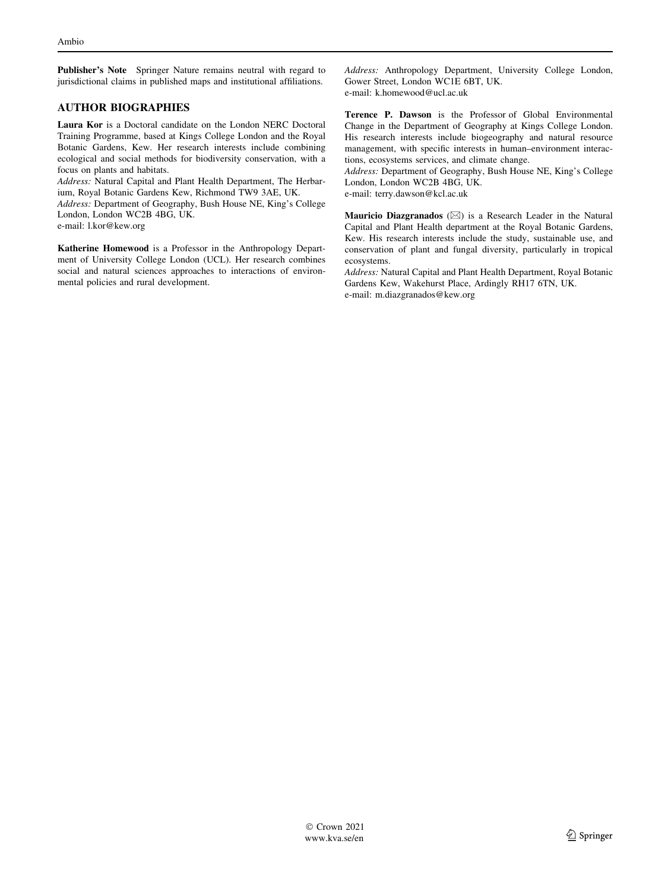**Publisher's Note** Springer Nature remains neutral with regard to jurisdictional claims in published maps and institutional affiliations.

## AUTHOR BIOGRAPHIES

**Laura Kor** is a Doctoral candidate on the London NERC Doctoral Training Programme, based at Kings College London and the Royal Botanic Gardens, Kew. Her research interests include combining ecological and social methods for biodiversity conservation, with a focus on plants and habitats.
*Address:* Natural Capital and Plant Health Department, The Herbarium, Royal Botanic Gardens Kew, Richmond TW9 3AE, UK.
*Address:* Department of Geography, Bush House NE, King's College London, London WC2B 4BG, UK.
e-mail: l.kor@kew.org

**Katherine Homewood** is a Professor in the Anthropology Department of University College London (UCL). Her research combines social and natural sciences approaches to interactions of environmental policies and rural development.
*Address:* Anthropology Department, University College London, Gower Street, London WC1E 6BT, UK.
e-mail: k.homewood@ucl.ac.uk

**Terence P. Dawson** is the Professor of Global Environmental Change in the Department of Geography at Kings College London. His research interests include biogeography and natural resource management, with specific interests in human–environment interactions, ecosystems services, and climate change.
*Address:* Department of Geography, Bush House NE, King's College London, London WC2B 4BG, UK.
e-mail: terry.dawson@kcl.ac.uk

**Mauricio Diazgranados** (✉) is a Research Leader in the Natural Capital and Plant Health department at the Royal Botanic Gardens, Kew. His research interests include the study, sustainable use, and conservation of plant and fungal diversity, particularly in tropical ecosystems.
*Address:* Natural Capital and Plant Health Department, Royal Botanic Gardens Kew, Wakehurst Place, Ardingly RH17 6TN, UK.
e-mail: m.diazgranados@kew.org